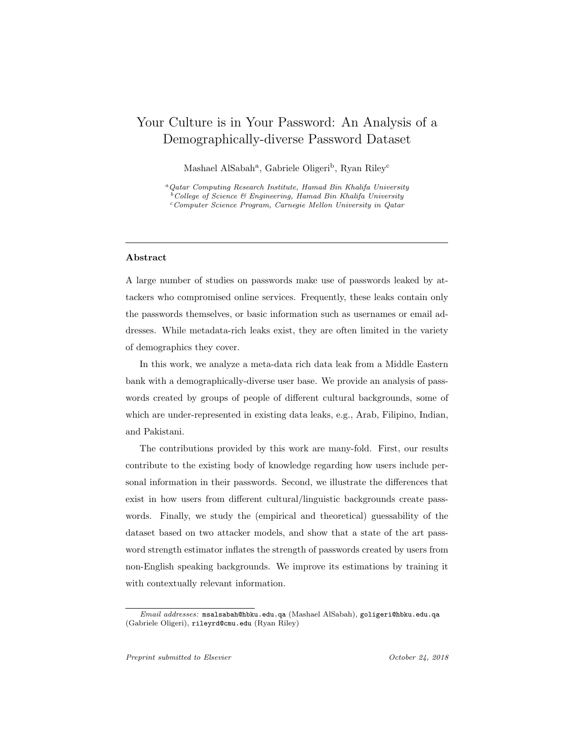# Your Culture is in Your Password: An Analysis of a Demographically-diverse Password Dataset

Mashael AlSabah[a], Gabriele Oligeri[b], Ryan Riley[c]

[a] *Qatar Computing Research Institute, Hamad Bin Khalifa University*
[b] *College of Science & Engineering, Hamad Bin Khalifa University*
[c] *Computer Science Program, Carnegie Mellon University in Qatar*

---

### Abstract

A large number of studies on passwords make use of passwords leaked by attackers who compromised online services. Frequently, these leaks contain only the passwords themselves, or basic information such as usernames or email addresses. While metadata-rich leaks exist, they are often limited in the variety of demographics they cover.

In this work, we analyze a meta-data rich data leak from a Middle Eastern bank with a demographically-diverse user base. We provide an analysis of passwords created by groups of people of different cultural backgrounds, some of which are under-represented in existing data leaks, e.g., Arab, Filipino, Indian, and Pakistani.

The contributions provided by this work are many-fold. First, our results contribute to the existing body of knowledge regarding how users include personal information in their passwords. Second, we illustrate the differences that exist in how users from different cultural/linguistic backgrounds create passwords. Finally, we study the (empirical and theoretical) guessability of the dataset based on two attacker models, and show that a state of the art password strength estimator inflates the strength of passwords created by users from non-English speaking backgrounds. We improve its estimations by training it with contextually relevant information.

---

*Email addresses:* `msalsabah@hbku.edu.qa` (Mashael AlSabah), `goligeri@hbku.edu.qa` (Gabriele Oligeri), `rileyrd@cmu.edu` (Ryan Riley)

*Preprint submitted to Elsevier* *October 24, 2018*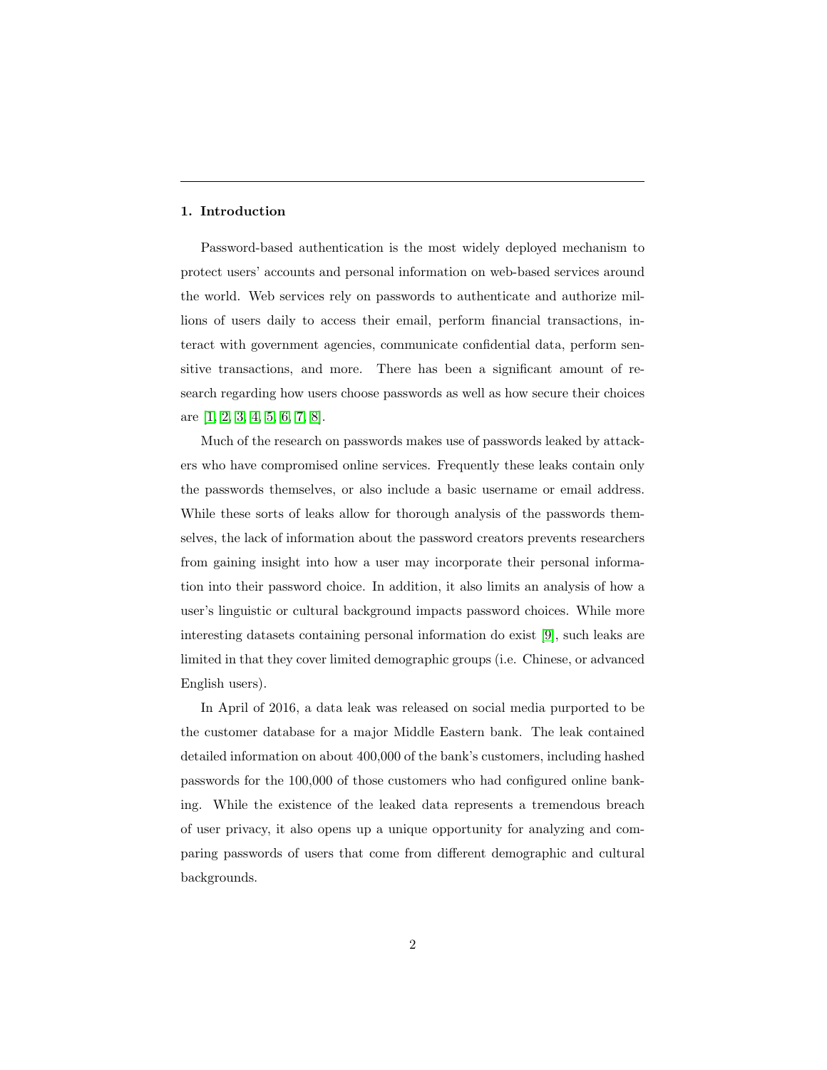## 1. Introduction

Password-based authentication is the most widely deployed mechanism to protect users' accounts and personal information on web-based services around the world. Web services rely on passwords to authenticate and authorize millions of users daily to access their email, perform financial transactions, interact with government agencies, communicate confidential data, perform sensitive transactions, and more. There has been a significant amount of research regarding how users choose passwords as well as how secure their choices are [1, 2, 3, 4, 5, 6, 7, 8].

Much of the research on passwords makes use of passwords leaked by attackers who have compromised online services. Frequently these leaks contain only the passwords themselves, or also include a basic username or email address. While these sorts of leaks allow for thorough analysis of the passwords themselves, the lack of information about the password creators prevents researchers from gaining insight into how a user may incorporate their personal information into their password choice. In addition, it also limits an analysis of how a user's linguistic or cultural background impacts password choices. While more interesting datasets containing personal information do exist [9], such leaks are limited in that they cover limited demographic groups (i.e. Chinese, or advanced English users).

In April of 2016, a data leak was released on social media purported to be the customer database for a major Middle Eastern bank. The leak contained detailed information on about 400,000 of the bank's customers, including hashed passwords for the 100,000 of those customers who had configured online banking. While the existence of the leaked data represents a tremendous breach of user privacy, it also opens up a unique opportunity for analyzing and comparing passwords of users that come from different demographic and cultural backgrounds.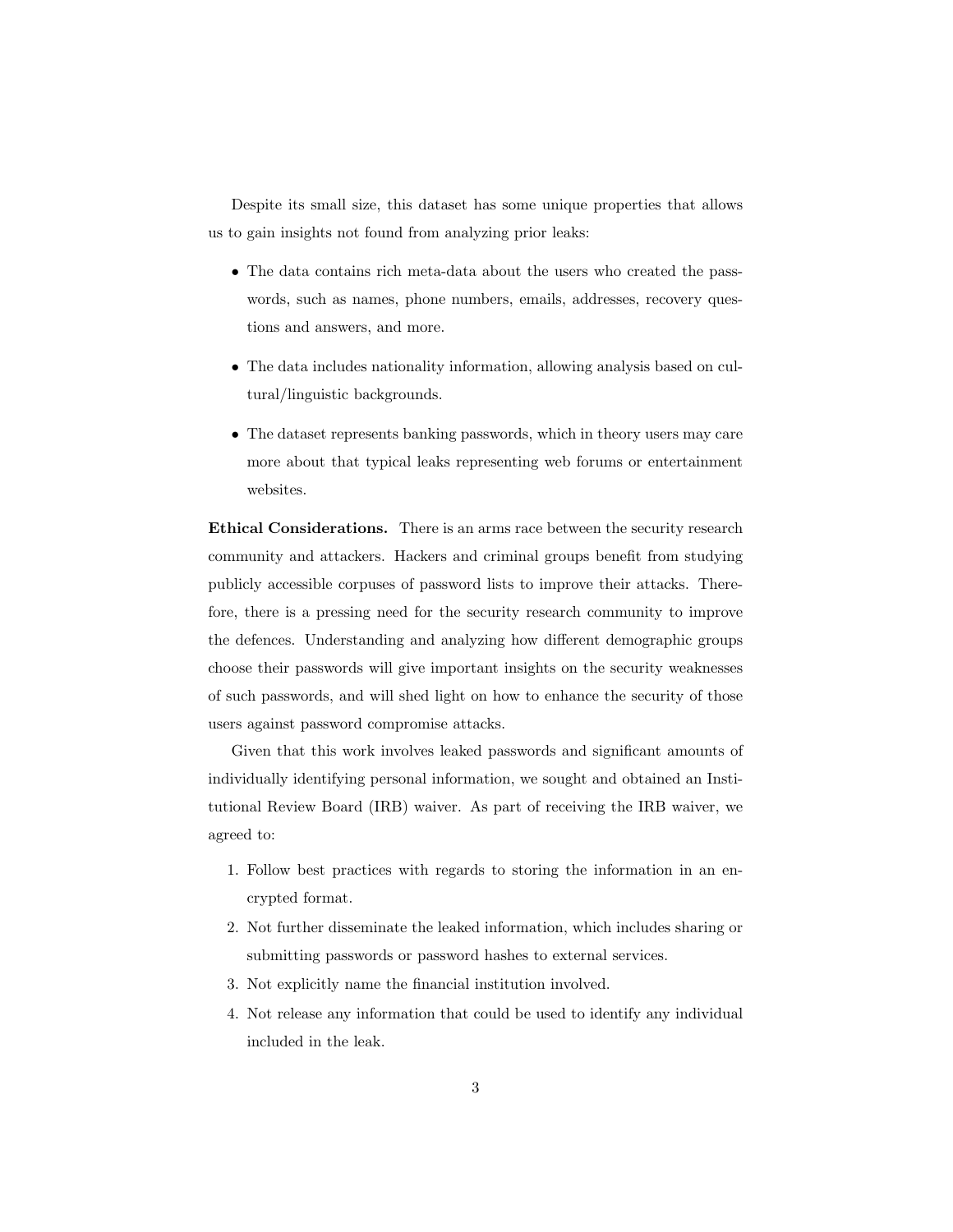Despite its small size, this dataset has some unique properties that allows us to gain insights not found from analyzing prior leaks:

- The data contains rich meta-data about the users who created the passwords, such as names, phone numbers, emails, addresses, recovery questions and answers, and more.
- The data includes nationality information, allowing analysis based on cultural/linguistic backgrounds.
- The dataset represents banking passwords, which in theory users may care more about that typical leaks representing web forums or entertainment websites.

**Ethical Considerations.** There is an arms race between the security research community and attackers. Hackers and criminal groups benefit from studying publicly accessible corpuses of password lists to improve their attacks. Therefore, there is a pressing need for the security research community to improve the defences. Understanding and analyzing how different demographic groups choose their passwords will give important insights on the security weaknesses of such passwords, and will shed light on how to enhance the security of those users against password compromise attacks.

Given that this work involves leaked passwords and significant amounts of individually identifying personal information, we sought and obtained an Institutional Review Board (IRB) waiver. As part of receiving the IRB waiver, we agreed to:

1. Follow best practices with regards to storing the information in an encrypted format.
2. Not further disseminate the leaked information, which includes sharing or submitting passwords or password hashes to external services.
3. Not explicitly name the financial institution involved.
4. Not release any information that could be used to identify any individual included in the leak.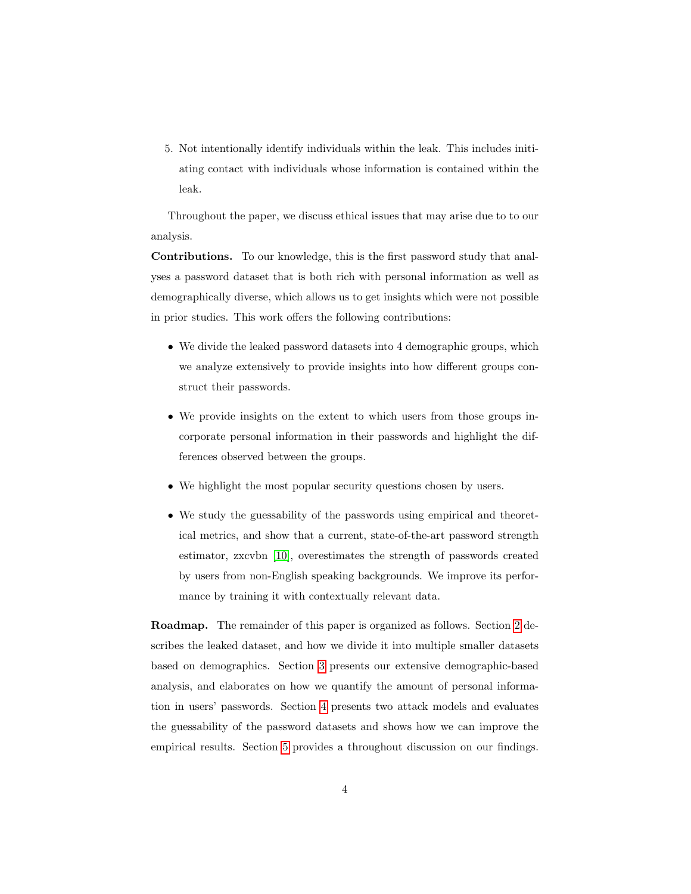5. Not intentionally identify individuals within the leak. This includes initiating contact with individuals whose information is contained within the leak.

Throughout the paper, we discuss ethical issues that may arise due to to our analysis.

**Contributions.** To our knowledge, this is the first password study that analyses a password dataset that is both rich with personal information as well as demographically diverse, which allows us to get insights which were not possible in prior studies. This work offers the following contributions:

- We divide the leaked password datasets into 4 demographic groups, which we analyze extensively to provide insights into how different groups construct their passwords.
- We provide insights on the extent to which users from those groups incorporate personal information in their passwords and highlight the differences observed between the groups.
- We highlight the most popular security questions chosen by users.
- We study the guessability of the passwords using empirical and theoretical metrics, and show that a current, state-of-the-art password strength estimator, zxcvbn [10], overestimates the strength of passwords created by users from non-English speaking backgrounds. We improve its performance by training it with contextually relevant data.

**Roadmap.** The remainder of this paper is organized as follows. Section 2 describes the leaked dataset, and how we divide it into multiple smaller datasets based on demographics. Section 3 presents our extensive demographic-based analysis, and elaborates on how we quantify the amount of personal information in users' passwords. Section 4 presents two attack models and evaluates the guessability of the password datasets and shows how we can improve the empirical results. Section 5 provides a throughout discussion on our findings.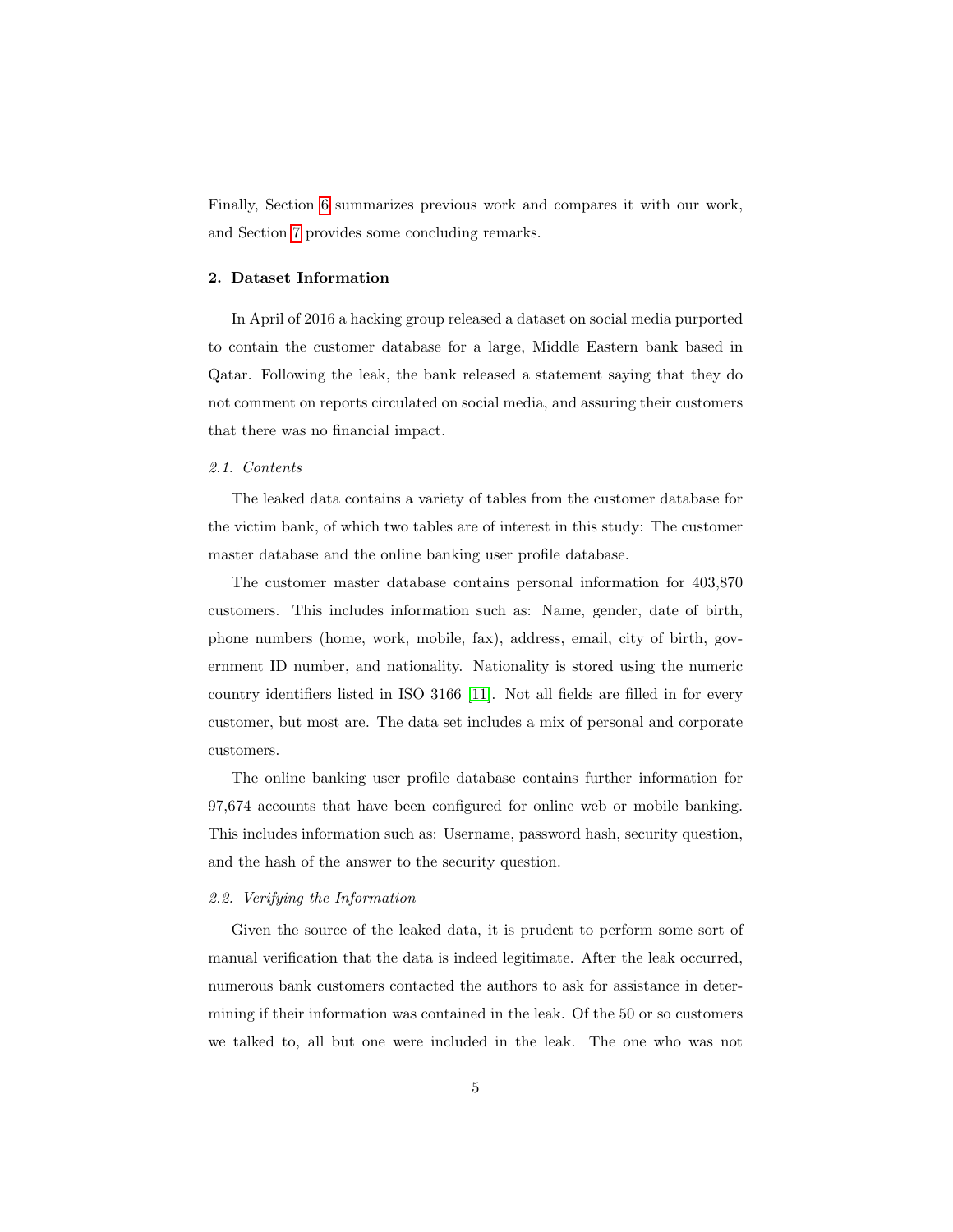Finally, Section 6 summarizes previous work and compares it with our work, and Section 7 provides some concluding remarks.

## 2. Dataset Information

In April of 2016 a hacking group released a dataset on social media purported to contain the customer database for a large, Middle Eastern bank based in Qatar. Following the leak, the bank released a statement saying that they do not comment on reports circulated on social media, and assuring their customers that there was no financial impact.

### *2.1. Contents*

The leaked data contains a variety of tables from the customer database for the victim bank, of which two tables are of interest in this study: The customer master database and the online banking user profile database.

The customer master database contains personal information for 403,870 customers. This includes information such as: Name, gender, date of birth, phone numbers (home, work, mobile, fax), address, email, city of birth, government ID number, and nationality. Nationality is stored using the numeric country identifiers listed in ISO 3166 [11]. Not all fields are filled in for every customer, but most are. The data set includes a mix of personal and corporate customers.

The online banking user profile database contains further information for 97,674 accounts that have been configured for online web or mobile banking. This includes information such as: Username, password hash, security question, and the hash of the answer to the security question.

### *2.2. Verifying the Information*

Given the source of the leaked data, it is prudent to perform some sort of manual verification that the data is indeed legitimate. After the leak occurred, numerous bank customers contacted the authors to ask for assistance in determining if their information was contained in the leak. Of the 50 or so customers we talked to, all but one were included in the leak. The one who was not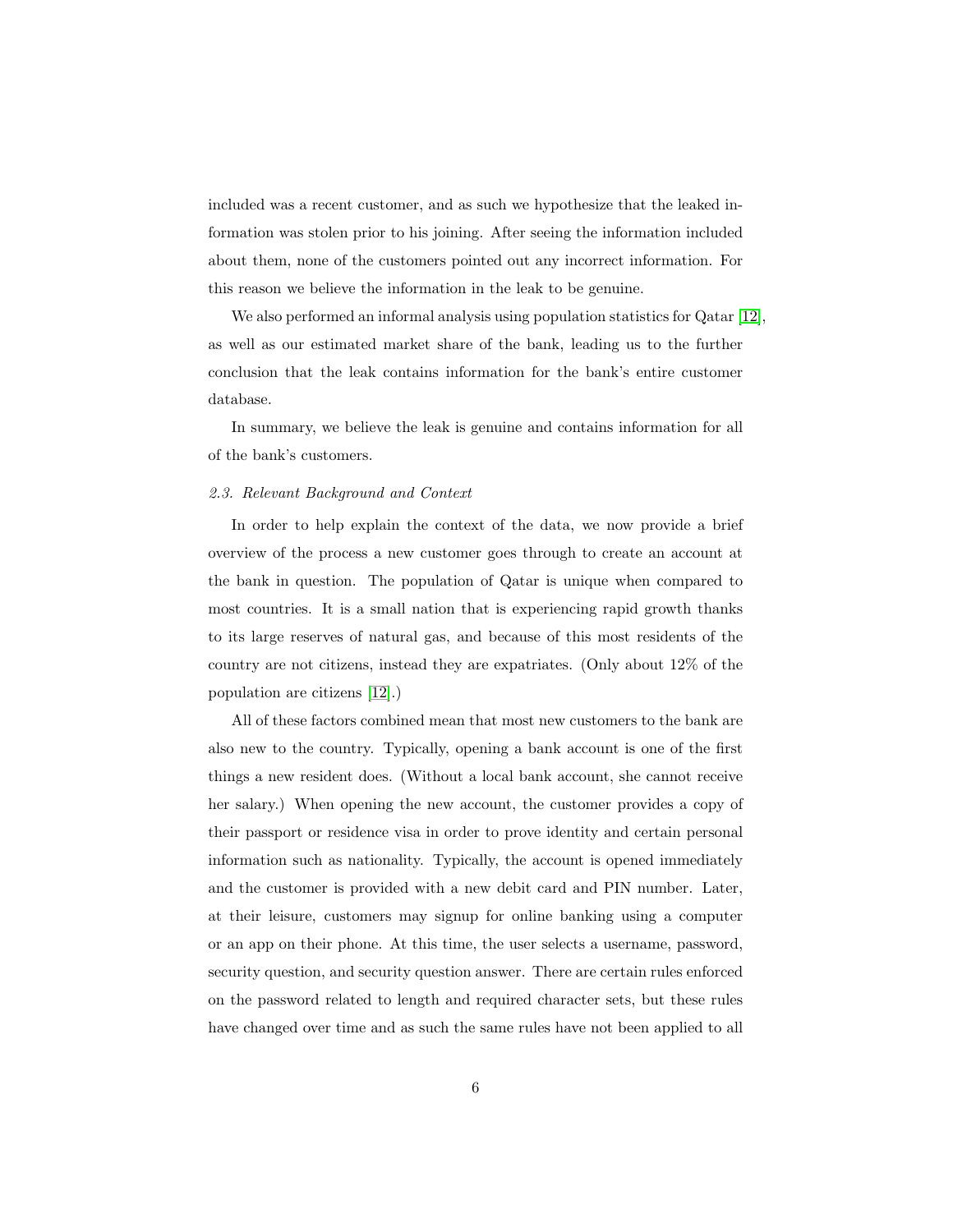included was a recent customer, and as such we hypothesize that the leaked information was stolen prior to his joining. After seeing the information included about them, none of the customers pointed out any incorrect information. For this reason we believe the information in the leak to be genuine.

We also performed an informal analysis using population statistics for Qatar [12], as well as our estimated market share of the bank, leading us to the further conclusion that the leak contains information for the bank's entire customer database.

In summary, we believe the leak is genuine and contains information for all of the bank's customers.

### *2.3. Relevant Background and Context*

In order to help explain the context of the data, we now provide a brief overview of the process a new customer goes through to create an account at the bank in question. The population of Qatar is unique when compared to most countries. It is a small nation that is experiencing rapid growth thanks to its large reserves of natural gas, and because of this most residents of the country are not citizens, instead they are expatriates. (Only about 12% of the population are citizens [12].)

All of these factors combined mean that most new customers to the bank are also new to the country. Typically, opening a bank account is one of the first things a new resident does. (Without a local bank account, she cannot receive her salary.) When opening the new account, the customer provides a copy of their passport or residence visa in order to prove identity and certain personal information such as nationality. Typically, the account is opened immediately and the customer is provided with a new debit card and PIN number. Later, at their leisure, customers may signup for online banking using a computer or an app on their phone. At this time, the user selects a username, password, security question, and security question answer. There are certain rules enforced on the password related to length and required character sets, but these rules have changed over time and as such the same rules have not been applied to all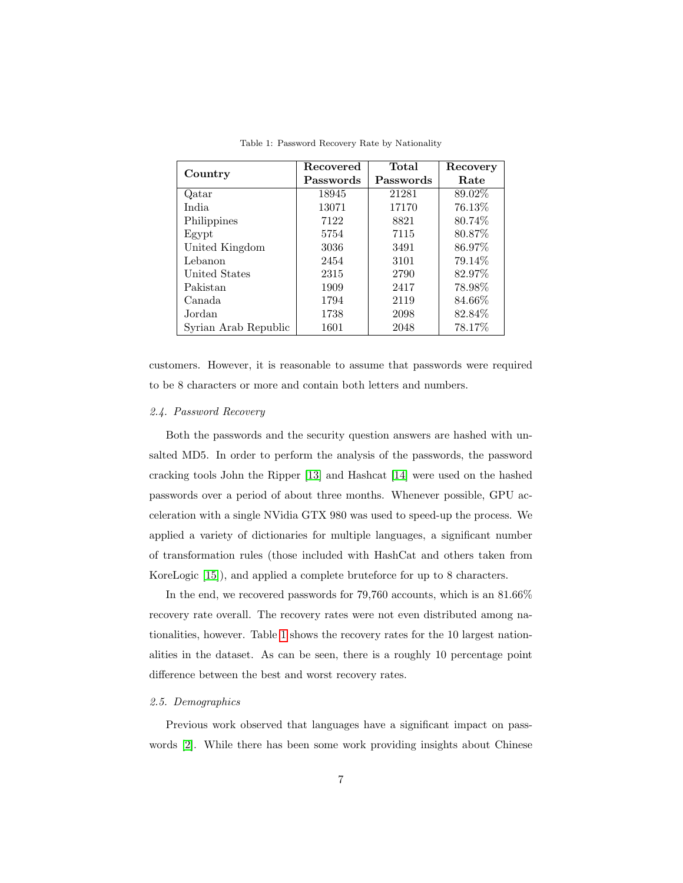Table 1: Password Recovery Rate by Nationality

| Country | Recovered Passwords | Total Passwords | Recovery Rate |
|---|---|---|---|
| Qatar | 18945 | 21281 | 89.02% |
| India | 13071 | 17170 | 76.13% |
| Philippines | 7122 | 8821 | 80.74% |
| Egypt | 5754 | 7115 | 80.87% |
| United Kingdom | 3036 | 3491 | 86.97% |
| Lebanon | 2454 | 3101 | 79.14% |
| United States | 2315 | 2790 | 82.97% |
| Pakistan | 1909 | 2417 | 78.98% |
| Canada | 1794 | 2119 | 84.66% |
| Jordan | 1738 | 2098 | 82.84% |
| Syrian Arab Republic | 1601 | 2048 | 78.17% |

customers. However, it is reasonable to assume that passwords were required to be 8 characters or more and contain both letters and numbers.

### 2.4. Password Recovery

Both the passwords and the security question answers are hashed with unsalted MD5. In order to perform the analysis of the passwords, the password cracking tools John the Ripper [13] and Hashcat [14] were used on the hashed passwords over a period of about three months. Whenever possible, GPU acceleration with a single NVidia GTX 980 was used to speed-up the process. We applied a variety of dictionaries for multiple languages, a significant number of transformation rules (those included with HashCat and others taken from KoreLogic [15]), and applied a complete bruteforce for up to 8 characters.

In the end, we recovered passwords for 79,760 accounts, which is an 81.66% recovery rate overall. The recovery rates were not even distributed among nationalities, however. Table 1 shows the recovery rates for the 10 largest nationalities in the dataset. As can be seen, there is a roughly 10 percentage point difference between the best and worst recovery rates.

### 2.5. Demographics

Previous work observed that languages have a significant impact on passwords [2]. While there has been some work providing insights about Chinese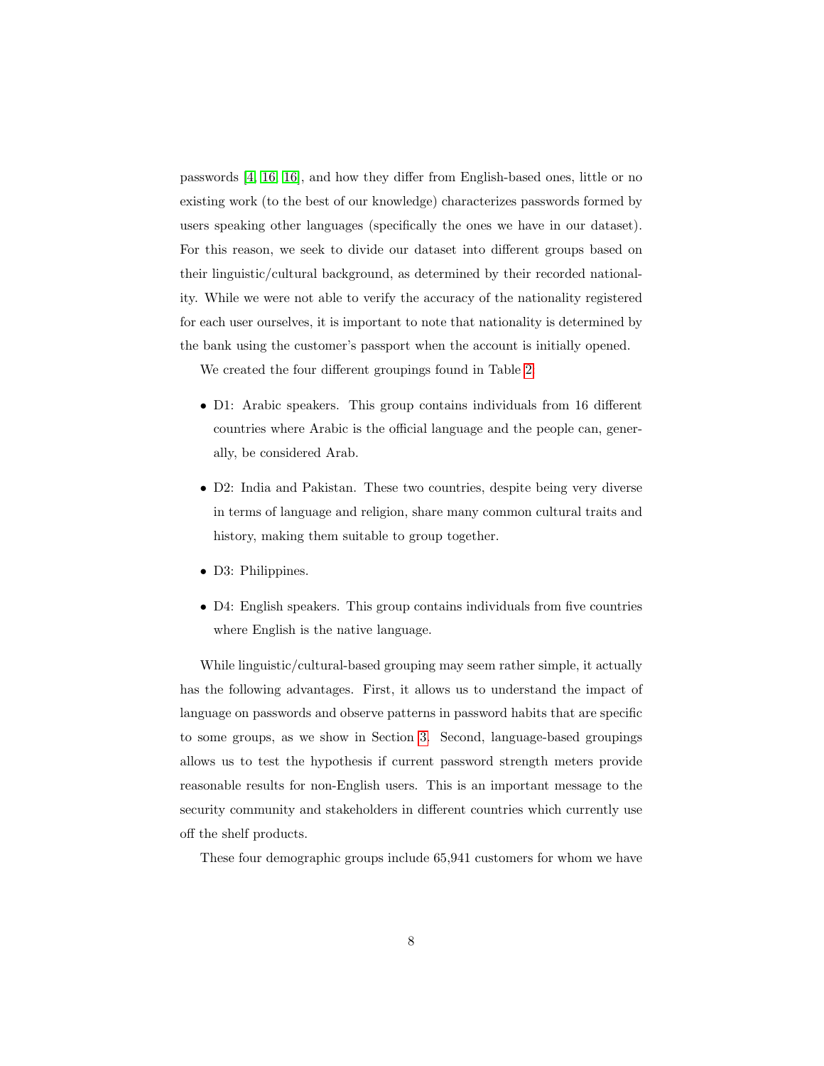passwords [4, 16, 16], and how they differ from English-based ones, little or no existing work (to the best of our knowledge) characterizes passwords formed by users speaking other languages (specifically the ones we have in our dataset). For this reason, we seek to divide our dataset into different groups based on their linguistic/cultural background, as determined by their recorded nationality. While we were not able to verify the accuracy of the nationality registered for each user ourselves, it is important to note that nationality is determined by the bank using the customer's passport when the account is initially opened.

We created the four different groupings found in Table 2

- D1: Arabic speakers. This group contains individuals from 16 different countries where Arabic is the official language and the people can, generally, be considered Arab.
- D2: India and Pakistan. These two countries, despite being very diverse in terms of language and religion, share many common cultural traits and history, making them suitable to group together.
- D3: Philippines.
- D4: English speakers. This group contains individuals from five countries where English is the native language.

While linguistic/cultural-based grouping may seem rather simple, it actually has the following advantages. First, it allows us to understand the impact of language on passwords and observe patterns in password habits that are specific to some groups, as we show in Section 3. Second, language-based groupings allows us to test the hypothesis if current password strength meters provide reasonable results for non-English users. This is an important message to the security community and stakeholders in different countries which currently use off the shelf products.

These four demographic groups include 65,941 customers for whom we have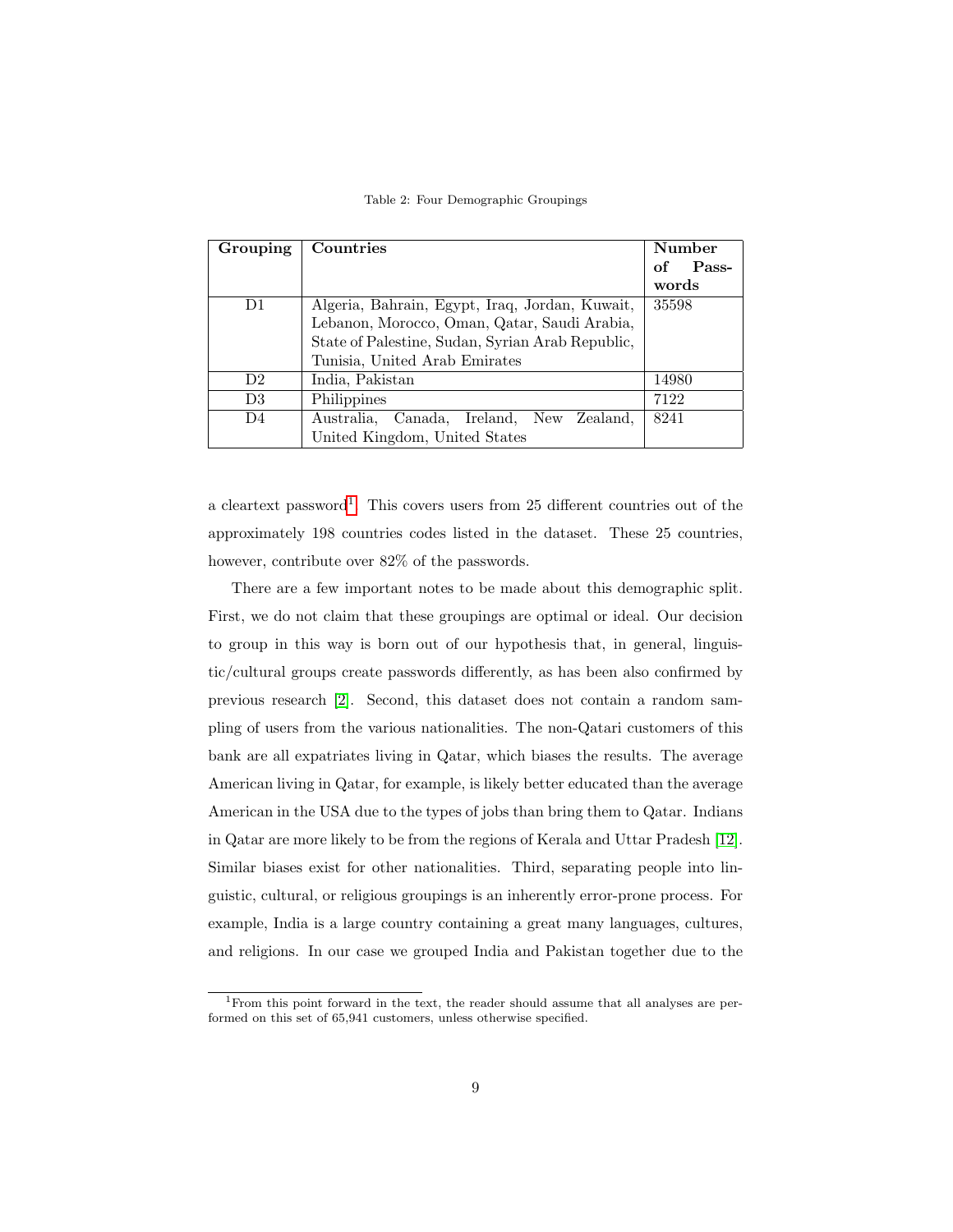Table 2: Four Demographic Groupings

| Grouping | Countries | Number of Passwords |
|---|---|---|
| D1 | Algeria, Bahrain, Egypt, Iraq, Jordan, Kuwait, Lebanon, Morocco, Oman, Qatar, Saudi Arabia, State of Palestine, Sudan, Syrian Arab Republic, Tunisia, United Arab Emirates | 35598 |
| D2 | India, Pakistan | 14980 |
| D3 | Philippines | 7122 |
| D4 | Australia, Canada, Ireland, New Zealand, United Kingdom, United States | 8241 |

a cleartext password[1]. This covers users from 25 different countries out of the approximately 198 countries codes listed in the dataset. These 25 countries, however, contribute over 82% of the passwords.

There are a few important notes to be made about this demographic split. First, we do not claim that these groupings are optimal or ideal. Our decision to group in this way is born out of our hypothesis that, in general, linguistic/cultural groups create passwords differently, as has been also confirmed by previous research [2]. Second, this dataset does not contain a random sampling of users from the various nationalities. The non-Qatari customers of this bank are all expatriates living in Qatar, which biases the results. The average American living in Qatar, for example, is likely better educated than the average American in the USA due to the types of jobs than bring them to Qatar. Indians in Qatar are more likely to be from the regions of Kerala and Uttar Pradesh [12]. Similar biases exist for other nationalities. Third, separating people into linguistic, cultural, or religious groupings is an inherently error-prone process. For example, India is a large country containing a great many languages, cultures, and religions. In our case we grouped India and Pakistan together due to the

[1] From this point forward in the text, the reader should assume that all analyses are performed on this set of 65,941 customers, unless otherwise specified.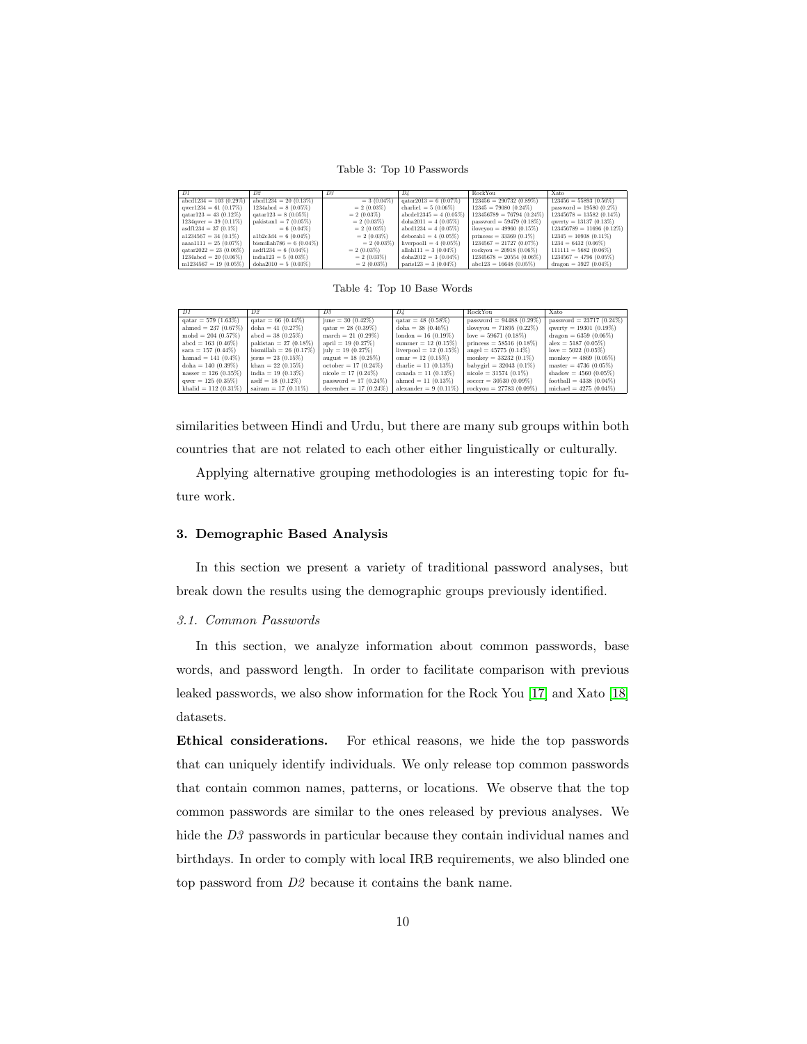Table 3: Top 10 Passwords

| D1 | D2 | D3 | D4 | RockYou | Xato |
|---|---|---|---|---|---|
| abcd1234 = 103 (0.29%) | abcd1234 = 20 (0.13%) | = 3 (0.04%) | qatar2013 = 6 (0.07%) | 123456 = 290732 (0.89%) | 123456 = 55893 (0.56%) |
| qwer1234 = 61 (0.17%) | 1234abcd = 8 (0.05%) | = 2 (0.03%) | charlie1 = 5 (0.06%) | 12345 = 79080 (0.24%) | password = 19580 (0.2%) |
| qatar123 = 43 (0.12%) | qatar123 = 8 (0.05%) | = 2 (0.03%) | abcde12345 = 4 (0.05%) | 123456789 = 76794 (0.24%) | 12345678 = 13582 (0.14%) |
| 1234qwer = 39 (0.11%) | pakistan1 = 7 (0.05%) | = 2 (0.03%) | doha2011 = 4 (0.05%) | password = 59479 (0.18%) | qwerty = 13137 (0.13%) |
| asdf1234 = 37 (0.1%) | = 6 (0.04%) | = 2 (0.03%) | abcd1234 = 4 (0.05%) | iloveyou = 49960 (0.15%) | 123456789 = 11696 (0.12%) |
| a1234567 = 34 (0.1%) | a1b2c3d4 = 6 (0.04%) | = 2 (0.03%) | deborah1 = 4 (0.05%) | princess = 33369 (0.1%) | 12345 = 10938 (0.11%) |
| aaaa1111 = 25 (0.07%) | bismillah786 = 6 (0.04%) | = 2 (0.03%) | liverpool1 = 4 (0.05%) | 1234567 = 21727 (0.07%) | 1234 = 6432 (0.06%) |
| qatar2022 = 23 (0.06%) | asdf1234 = 6 (0.04%) | = 2 (0.03%) | allah111 = 3 (0.04%) | rockyou = 20918 (0.06%) | 111111 = 5682 (0.06%) |
| 1234abcd = 20 (0.06%) | india123 = 5 (0.03%) | = 2 (0.03%) | doha2012 = 3 (0.04%) | 12345678 = 20554 (0.06%) | 1234567 = 4796 (0.05%) |
| m1234567 = 19 (0.05%) | doha2010 = 5 (0.03%) | = 2 (0.03%) | paris123 = 3 (0.04%) | abc123 = 16648 (0.05%) | dragon = 3927 (0.04%) |

Table 4: Top 10 Base Words

| D1 | D2 | D3 | D4 | RockYou | Xato |
|---|---|---|---|---|---|
| qatar = 579 (1.63%) | qatar = 66 (0.44%) | june = 30 (0.42%) | qatar = 48 (0.58%) | password = 94488 (0.29%) | password = 23717 (0.24%) |
| ahmed = 237 (0.67%) | doha = 41 (0.27%) | qatar = 28 (0.39%) | doha = 38 (0.46%) | iloveyou = 71895 (0.22%) | qwerty = 19301 (0.19%) |
| mohd = 204 (0.57%) | abcd = 38 (0.25%) | march = 21 (0.29%) | london = 16 (0.19%) | love = 59671 (0.18%) | dragon = 6359 (0.06%) |
| abcd = 163 (0.46%) | pakistan = 27 (0.18%) | april = 19 (0.27%) | summer = 12 (0.15%) | princess = 58516 (0.18%) | alex = 5187 (0.05%) |
| sara = 157 (0.44%) | bismillah = 26 (0.17%) | july = 19 (0.27%) | liverpool = 12 (0.15%) | angel = 45775 (0.14%) | love = 5022 (0.05%) |
| hamad = 141 (0.4%) | jesus = 23 (0.15%) | august = 18 (0.25%) | omar = 12 (0.15%) | monkey = 33232 (0.1%) | monkey = 4869 (0.05%) |
| doha = 140 (0.39%) | khan = 22 (0.15%) | october = 17 (0.24%) | charlie = 11 (0.13%) | babygirl = 32043 (0.1%) | master = 4736 (0.05%) |
| nasser = 126 (0.35%) | india = 19 (0.13%) | nicole = 17 (0.24%) | canada = 11 (0.13%) | nicole = 31574 (0.1%) | shadow = 4560 (0.05%) |
| qwer = 125 (0.35%) | asdf = 18 (0.12%) | password = 17 (0.24%) | ahmed = 11 (0.13%) | soccer = 30530 (0.09%) | football = 4338 (0.04%) |
| khalid = 112 (0.31%) | sairam = 17 (0.11%) | december = 17 (0.24%) | alexander = 9 (0.11%) | rockyou = 27783 (0.09%) | michael = 4275 (0.04%) |

similarities between Hindi and Urdu, but there are many sub groups within both countries that are not related to each other either linguistically or culturally.

Applying alternative grouping methodologies is an interesting topic for future work.

## 3. Demographic Based Analysis

In this section we present a variety of traditional password analyses, but break down the results using the demographic groups previously identified.

### 3.1. Common Passwords

In this section, we analyze information about common passwords, base words, and password length. In order to facilitate comparison with previous leaked passwords, we also show information for the Rock You [17] and Xato [18] datasets.

**Ethical considerations.** For ethical reasons, we hide the top passwords that can uniquely identify individuals. We only release top common passwords that contain common names, patterns, or locations. We observe that the top common passwords are similar to the ones released by previous analyses. We hide the *D3* passwords in particular because they contain individual names and birthdays. In order to comply with local IRB requirements, we also blinded one top password from *D2* because it contains the bank name.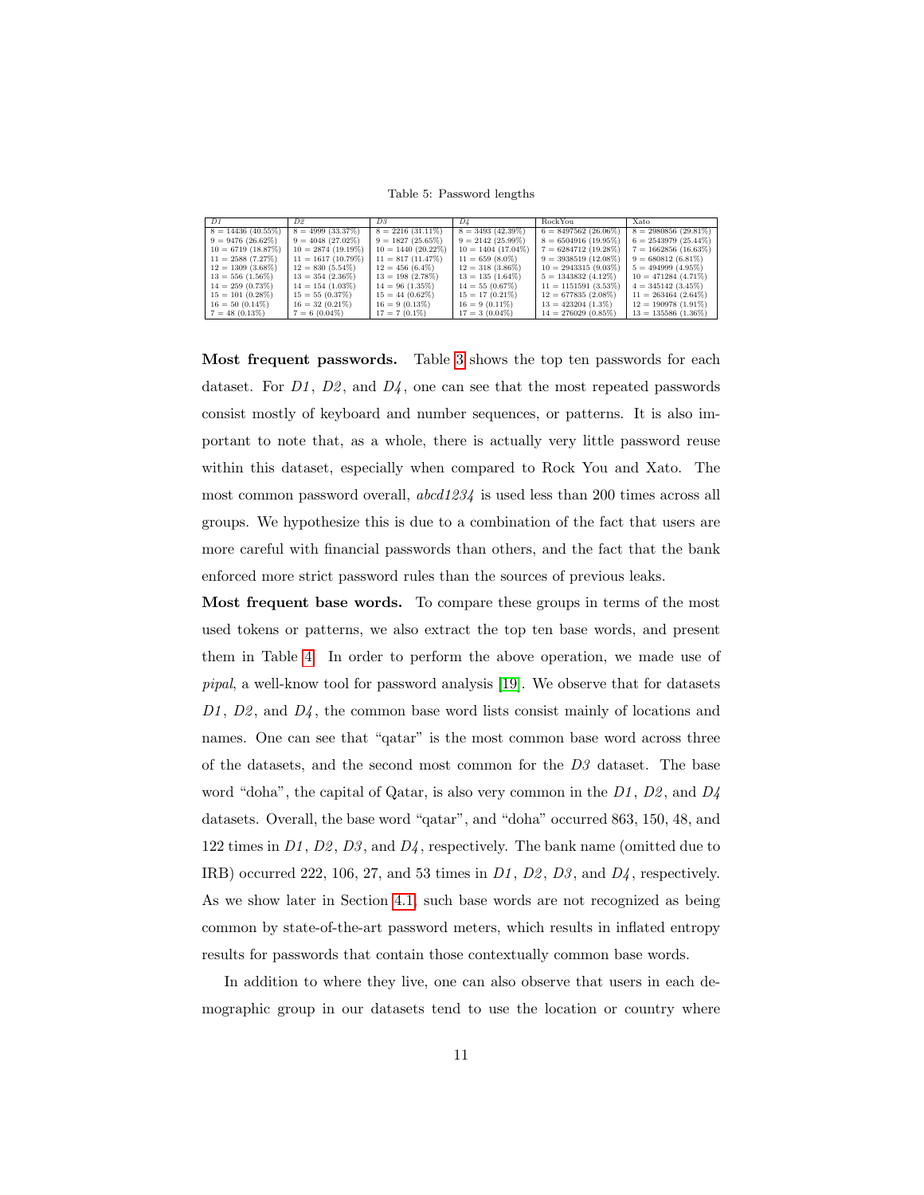Table 5: Password lengths

| *D1* | *D2* | *D3* | *D4* | RockYou | Xato |
|---|---|---|---|---|---|
| 8 = 14436 (40.55%) | 8 = 4999 (33.37%) | 8 = 2216 (31.11%) | 8 = 3493 (42.39%) | 6 = 8497562 (26.06%) | 8 = 2980856 (29.81%) |
| 9 = 9476 (26.62%) | 9 = 4048 (27.02%) | 9 = 1827 (25.65%) | 9 = 2142 (25.99%) | 8 = 6504916 (19.95%) | 6 = 2543979 (25.44%) |
| 10 = 6719 (18.87%) | 10 = 2874 (19.19%) | 10 = 1440 (20.22%) | 10 = 1404 (17.04%) | 7 = 6284712 (19.28%) | 7 = 1662856 (16.63%) |
| 11 = 2588 (7.27%) | 11 = 1617 (10.79%) | 11 = 817 (11.47%) | 11 = 659 (8.0%) | 9 = 3938519 (12.08%) | 9 = 680812 (6.81%) |
| 12 = 1309 (3.68%) | 12 = 830 (5.54%) | 12 = 456 (6.4%) | 12 = 318 (3.86%) | 10 = 2943315 (9.03%) | 5 = 494999 (4.95%) |
| 13 = 556 (1.56%) | 13 = 354 (2.36%) | 13 = 198 (2.78%) | 13 = 135 (1.64%) | 5 = 1343832 (4.12%) | 10 = 471284 (4.71%) |
| 14 = 259 (0.73%) | 14 = 154 (1.03%) | 14 = 96 (1.35%) | 14 = 55 (0.67%) | 11 = 1151591 (3.53%) | 4 = 345142 (3.45%) |
| 15 = 101 (0.28%) | 15 = 55 (0.37%) | 15 = 44 (0.62%) | 15 = 17 (0.21%) | 12 = 677835 (2.08%) | 11 = 263464 (2.64%) |
| 16 = 50 (0.14%) | 16 = 32 (0.21%) | 16 = 9 (0.13%) | 16 = 9 (0.11%) | 13 = 423204 (1.3%) | 12 = 190978 (1.91%) |
| 7 = 48 (0.13%) | 7 = 6 (0.04%) | 17 = 7 (0.1%) | 17 = 3 (0.04%) | 14 = 276029 (0.85%) | 13 = 135586 (1.36%) |

**Most frequent passwords.** Table 3 shows the top ten passwords for each dataset. For *D1*, *D2*, and *D4*, one can see that the most repeated passwords consist mostly of keyboard and number sequences, or patterns. It is also important to note that, as a whole, there is actually very little password reuse within this dataset, especially when compared to Rock You and Xato. The most common password overall, *abcd1234* is used less than 200 times across all groups. We hypothesize this is due to a combination of the fact that users are more careful with financial passwords than others, and the fact that the bank enforced more strict password rules than the sources of previous leaks.

**Most frequent base words.** To compare these groups in terms of the most used tokens or patterns, we also extract the top ten base words, and present them in Table 4. In order to perform the above operation, we made use of *pipal*, a well-know tool for password analysis [19]. We observe that for datasets *D1*, *D2*, and *D4*, the common base word lists consist mainly of locations and names. One can see that "qatar" is the most common base word across three of the datasets, and the second most common for the *D3* dataset. The base word "doha", the capital of Qatar, is also very common in the *D1*, *D2*, and *D4* datasets. Overall, the base word "qatar", and "doha" occurred 863, 150, 48, and 122 times in *D1*, *D2*, *D3*, and *D4*, respectively. The bank name (omitted due to IRB) occurred 222, 106, 27, and 53 times in *D1*, *D2*, *D3*, and *D4*, respectively. As we show later in Section 4.1, such base words are not recognized as being common by state-of-the-art password meters, which results in inflated entropy results for passwords that contain those contextually common base words.

In addition to where they live, one can also observe that users in each demographic group in our datasets tend to use the location or country where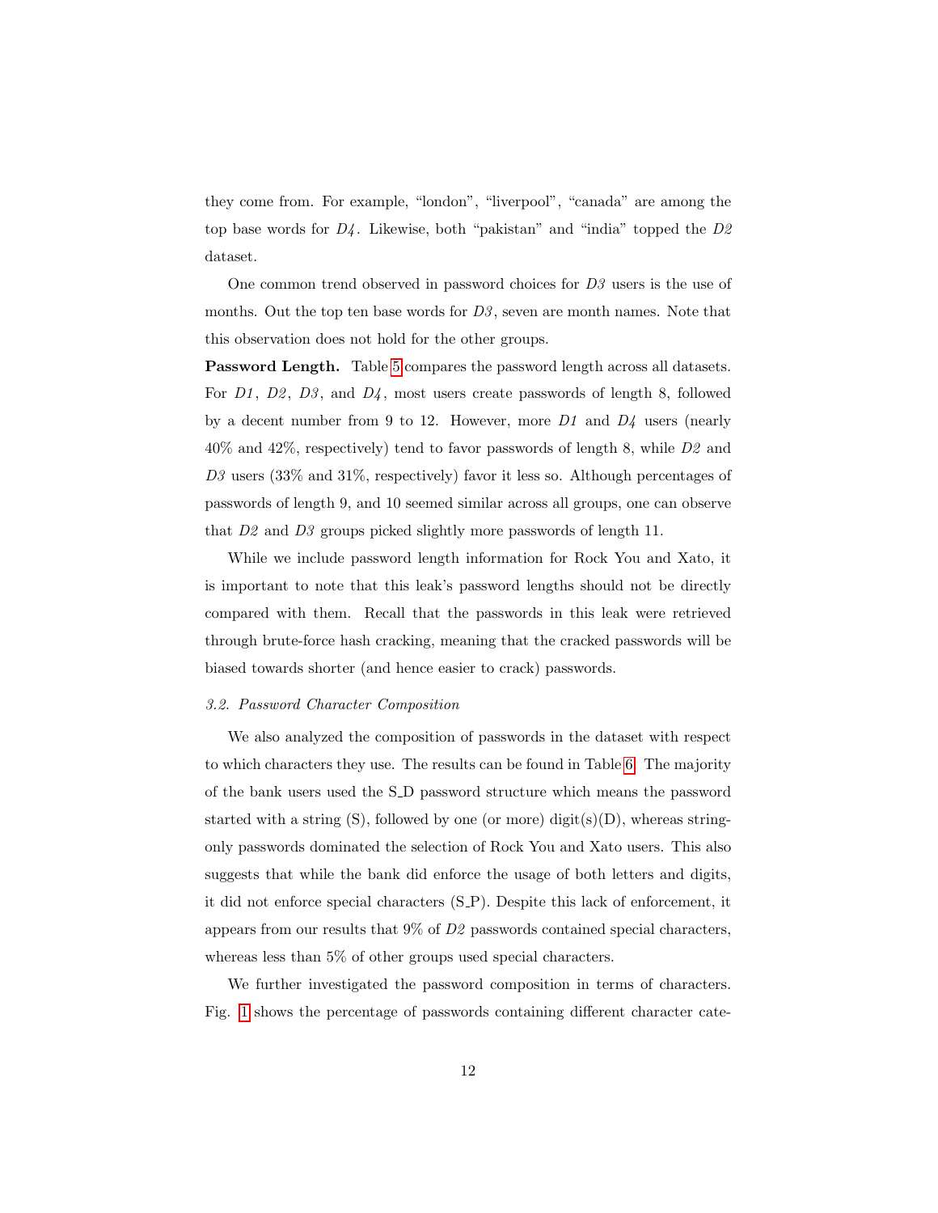they come from. For example, "london", "liverpool", "canada" are among the top base words for *D4*. Likewise, both "pakistan" and "india" topped the *D2* dataset.

One common trend observed in password choices for *D3* users is the use of months. Out the top ten base words for *D3*, seven are month names. Note that this observation does not hold for the other groups.

**Password Length.** Table 5 compares the password length across all datasets. For *D1*, *D2*, *D3*, and *D4*, most users create passwords of length 8, followed by a decent number from 9 to 12. However, more *D1* and *D4* users (nearly 40% and 42%, respectively) tend to favor passwords of length 8, while *D2* and *D3* users (33% and 31%, respectively) favor it less so. Although percentages of passwords of length 9, and 10 seemed similar across all groups, one can observe that *D2* and *D3* groups picked slightly more passwords of length 11.

While we include password length information for Rock You and Xato, it is important to note that this leak's password lengths should not be directly compared with them. Recall that the passwords in this leak were retrieved through brute-force hash cracking, meaning that the cracked passwords will be biased towards shorter (and hence easier to crack) passwords.

### *3.2. Password Character Composition*

We also analyzed the composition of passwords in the dataset with respect to which characters they use. The results can be found in Table 6. The majority of the bank users used the S_D password structure which means the password started with a string (S), followed by one (or more) digit(s)(D), whereas string-only passwords dominated the selection of Rock You and Xato users. This also suggests that while the bank did enforce the usage of both letters and digits, it did not enforce special characters (S_P). Despite this lack of enforcement, it appears from our results that 9% of *D2* passwords contained special characters, whereas less than 5% of other groups used special characters.

We further investigated the password composition in terms of characters. Fig. 1 shows the percentage of passwords containing different character cate-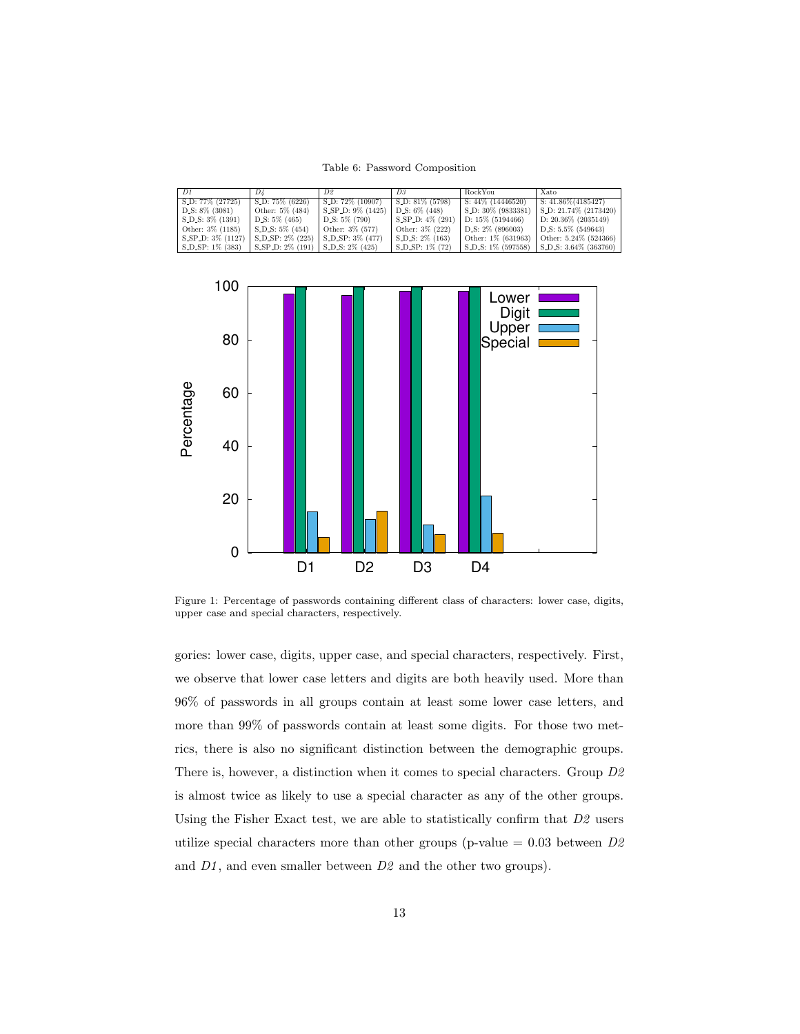Table 6: Password Composition

| *D1* | *D4* | *D2* | *D3* | RockYou | Xato |
|---|---|---|---|---|---|
| S_D: 77% (27725) | S_D: 75% (6226) | S_D: 72% (10907) | S_D: 81% (5798) | S: 44% (14446520) | S: 41.86%(4185427) |
| D_S: 8% (3081) | Other: 5% (484) | S_SP_D: 9% (1425) | D_S: 6% (448) | S_D: 30% (9833381) | S_D: 21.74% (2173420) |
| S_D_S: 3% (1391) | D_S: 5% (465) | D_S: 5% (790) | S_SP_D: 4% (291) | D: 15% (5194466) | D: 20.36% (2035149) |
| Other: 3% (1185) | S_D_S: 5% (454) | Other: 3% (577) | Other: 3% (222) | D_S: 2% (896003) | D_S: 5.5% (549643) |
| S_SP_D: 3% (1127) | S_D_SP: 2% (225) | S_D_SP: 3% (477) | S_D_S: 2% (163) | Other: 1% (631963) | Other: 5.24% (524366) |
| S_D_SP: 1% (383) | S_SP_D: 2% (191) | S_D_S: 2% (425) | S_D_SP: 1% (72) | S_D_S: 1% (597558) | S_D_S: 3.64% (363760) |

Figure 1: Percentage of passwords containing different class of characters: lower case, digits, upper case and special characters, respectively.

gories: lower case, digits, upper case, and special characters, respectively. First, we observe that lower case letters and digits are both heavily used. More than 96% of passwords in all groups contain at least some lower case letters, and more than 99% of passwords contain at least some digits. For those two metrics, there is also no significant distinction between the demographic groups. There is, however, a distinction when it comes to special characters. Group *D2* is almost twice as likely to use a special character as any of the other groups. Using the Fisher Exact test, we are able to statistically confirm that *D2* users utilize special characters more than other groups (p-value = 0.03 between *D2* and *D1*, and even smaller between *D2* and the other two groups).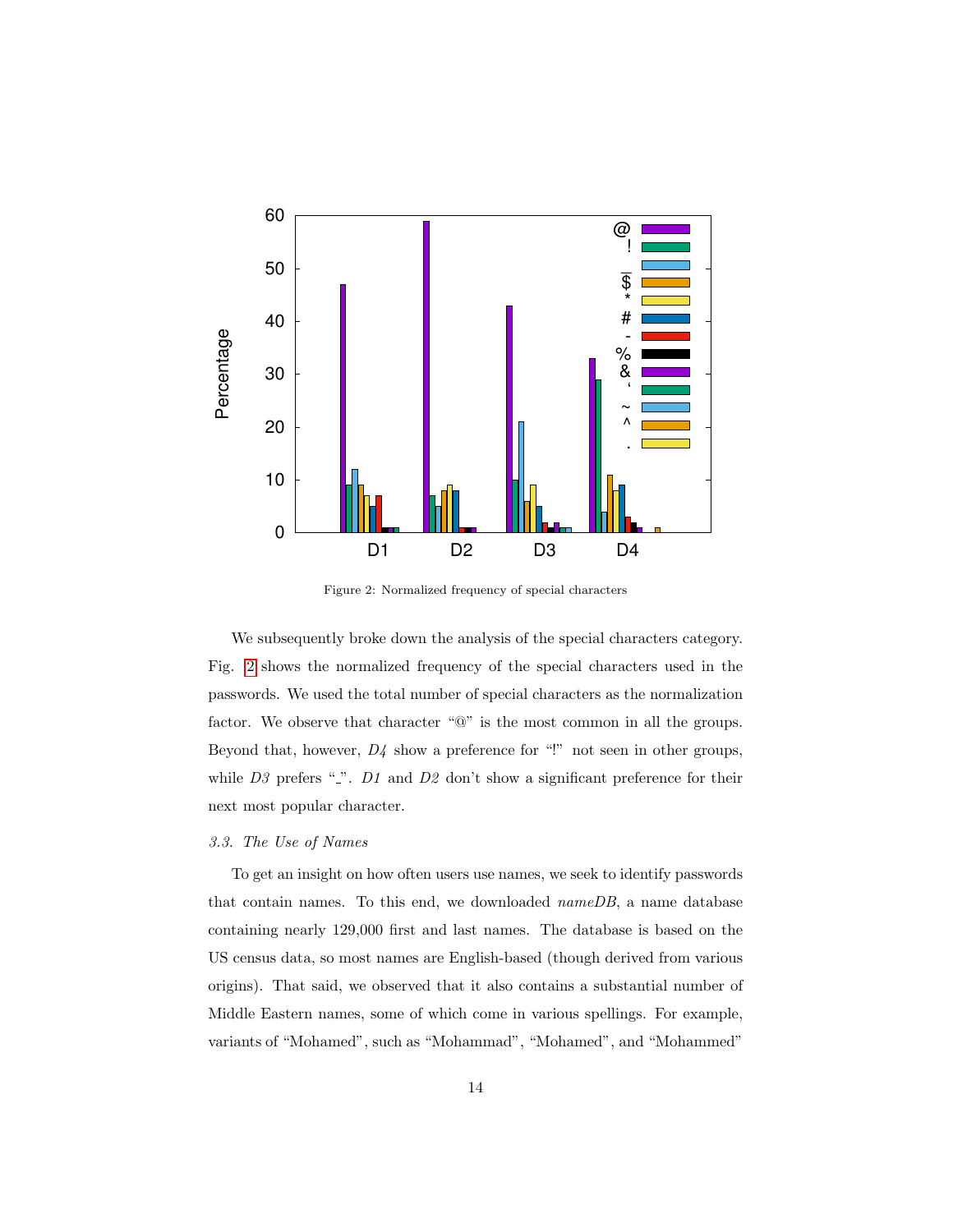Figure 2: Normalized frequency of special characters

We subsequently broke down the analysis of the special characters category. Fig. 2 shows the normalized frequency of the special characters used in the passwords. We used the total number of special characters as the normalization factor. We observe that character "@" is the most common in all the groups. Beyond that, however, *D4* show a preference for "!" not seen in other groups, while *D3* prefers "_". *D1* and *D2* don't show a significant preference for their next most popular character.

### 3.3. The Use of Names

To get an insight on how often users use names, we seek to identify passwords that contain names. To this end, we downloaded *nameDB*, a name database containing nearly 129,000 first and last names. The database is based on the US census data, so most names are English-based (though derived from various origins). That said, we observed that it also contains a substantial number of Middle Eastern names, some of which come in various spellings. For example, variants of "Mohamed", such as "Mohammad", "Mohamed", and "Mohammed"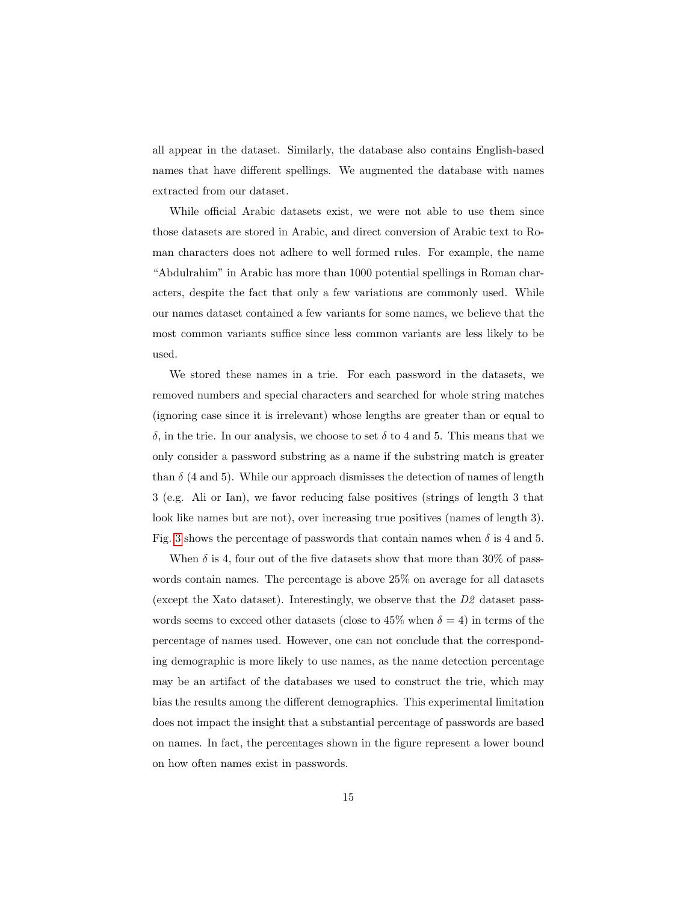all appear in the dataset. Similarly, the database also contains English-based names that have different spellings. We augmented the database with names extracted from our dataset.

While official Arabic datasets exist, we were not able to use them since those datasets are stored in Arabic, and direct conversion of Arabic text to Roman characters does not adhere to well formed rules. For example, the name "Abdulrahim" in Arabic has more than 1000 potential spellings in Roman characters, despite the fact that only a few variations are commonly used. While our names dataset contained a few variants for some names, we believe that the most common variants suffice since less common variants are less likely to be used.

We stored these names in a trie. For each password in the datasets, we removed numbers and special characters and searched for whole string matches (ignoring case since it is irrelevant) whose lengths are greater than or equal to $\delta$, in the trie. In our analysis, we choose to set $\delta$ to 4 and 5. This means that we only consider a password substring as a name if the substring match is greater than $\delta$ (4 and 5). While our approach dismisses the detection of names of length 3 (e.g. Ali or Ian), we favor reducing false positives (strings of length 3 that look like names but are not), over increasing true positives (names of length 3). Fig. 3 shows the percentage of passwords that contain names when $\delta$ is 4 and 5.

When $\delta$ is 4, four out of the five datasets show that more than 30% of passwords contain names. The percentage is above 25% on average for all datasets (except the Xato dataset). Interestingly, we observe that the *D2* dataset passwords seems to exceed other datasets (close to 45% when $\delta = 4$) in terms of the percentage of names used. However, one can not conclude that the corresponding demographic is more likely to use names, as the name detection percentage may be an artifact of the databases we used to construct the trie, which may bias the results among the different demographics. This experimental limitation does not impact the insight that a substantial percentage of passwords are based on names. In fact, the percentages shown in the figure represent a lower bound on how often names exist in passwords.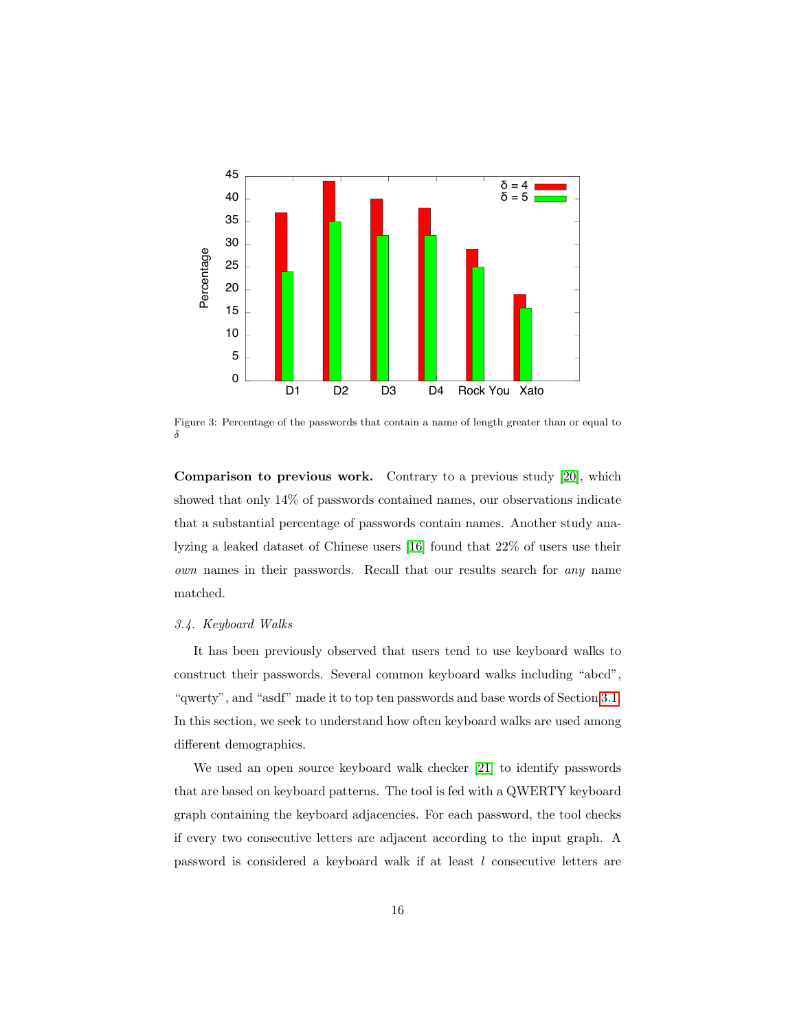Figure 3: Percentage of the passwords that contain a name of length greater than or equal to $\delta$

**Comparison to previous work.** Contrary to a previous study [20], which showed that only 14% of passwords contained names, our observations indicate that a substantial percentage of passwords contain names. Another study analyzing a leaked dataset of Chinese users [16] found that 22% of users use their *own* names in their passwords. Recall that our results search for *any* name matched.

### *3.4. Keyboard Walks*

It has been previously observed that users tend to use keyboard walks to construct their passwords. Several common keyboard walks including "abcd", "qwerty", and "asdf" made it to top ten passwords and base words of Section 3.1. In this section, we seek to understand how often keyboard walks are used among different demographics.

We used an open source keyboard walk checker [21] to identify passwords that are based on keyboard patterns. The tool is fed with a QWERTY keyboard graph containing the keyboard adjacencies. For each password, the tool checks if every two consecutive letters are adjacent according to the input graph. A password is considered a keyboard walk if at least $l$ consecutive letters are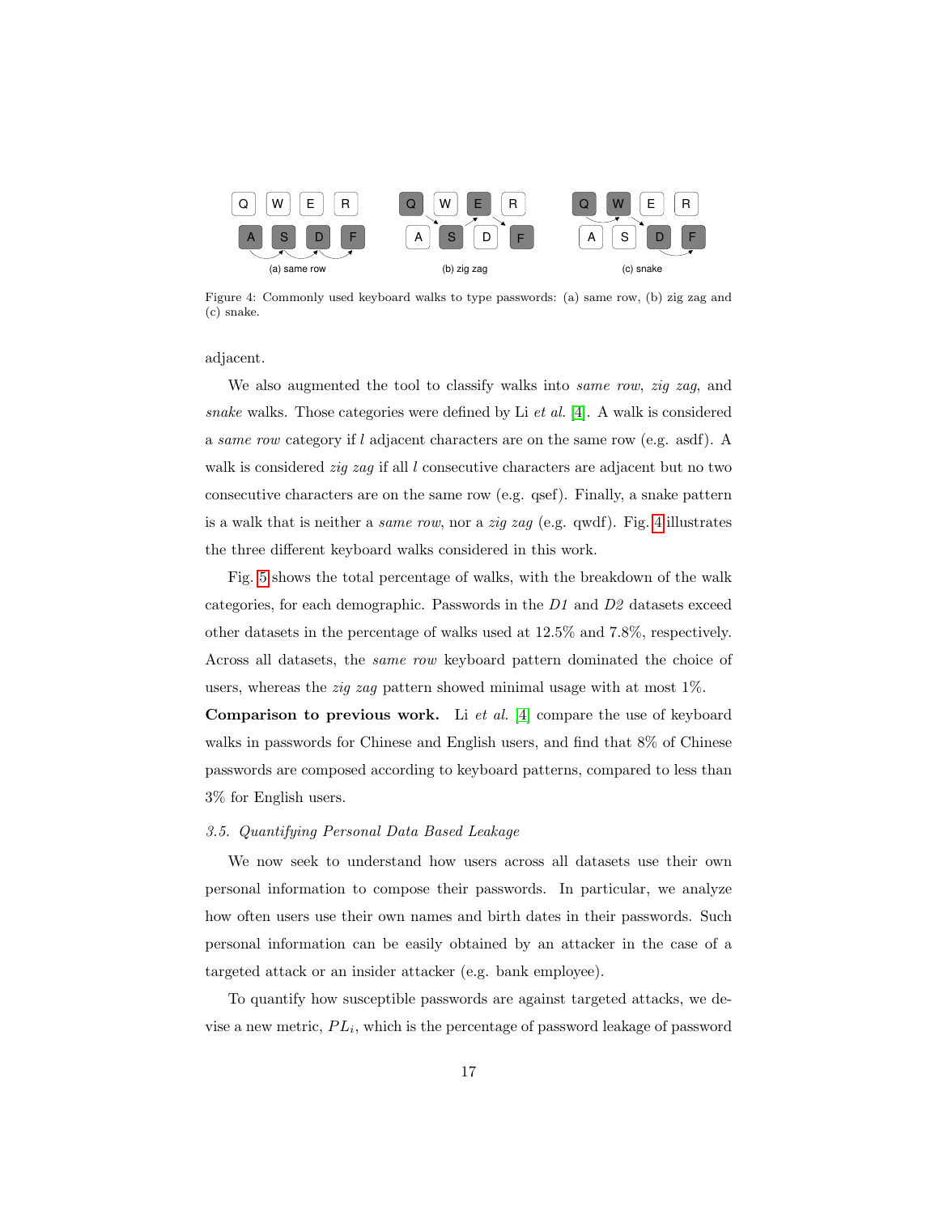Figure 4: Commonly used keyboard walks to type passwords: (a) same row, (b) zig zag and (c) snake.

adjacent.

We also augmented the tool to classify walks into *same row*, *zig zag*, and *snake* walks. Those categories were defined by Li *et al.* [4]. A walk is considered a *same row* category if $l$ adjacent characters are on the same row (e.g. asdf). A walk is considered *zig zag* if all $l$ consecutive characters are adjacent but no two consecutive characters are on the same row (e.g. qsef). Finally, a snake pattern is a walk that is neither a *same row*, nor a *zig zag* (e.g. qwdf). Fig. 4 illustrates the three different keyboard walks considered in this work.

Fig. 5 shows the total percentage of walks, with the breakdown of the walk categories, for each demographic. Passwords in the *D1* and *D2* datasets exceed other datasets in the percentage of walks used at 12.5% and 7.8%, respectively. Across all datasets, the *same row* keyboard pattern dominated the choice of users, whereas the *zig zag* pattern showed minimal usage with at most 1%.

**Comparison to previous work.** Li *et al.* [4] compare the use of keyboard walks in passwords for Chinese and English users, and find that 8% of Chinese passwords are composed according to keyboard patterns, compared to less than 3% for English users.

### *3.5. Quantifying Personal Data Based Leakage*

We now seek to understand how users across all datasets use their own personal information to compose their passwords. In particular, we analyze how often users use their own names and birth dates in their passwords. Such personal information can be easily obtained by an attacker in the case of a targeted attack or an insider attacker (e.g. bank employee).

To quantify how susceptible passwords are against targeted attacks, we devise a new metric, $PL_i$, which is the percentage of password leakage of password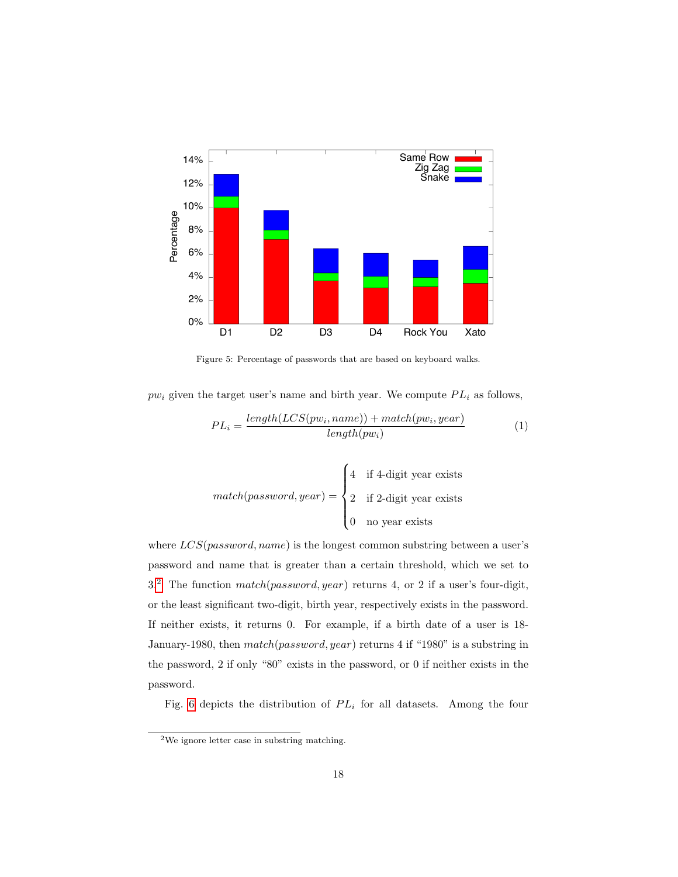Figure 5: Percentage of passwords that are based on keyboard walks.

$pw_i$ given the target user's name and birth year. We compute $PL_i$ as follows,

$$PL_i = \frac{length(LCS(pw_i, name)) + match(pw_i, year)}{length(pw_i)} \tag{1}$$

$$match(password, year) = \begin{cases} 4 & \text{if 4-digit year exists} \\ 2 & \text{if 2-digit year exists} \\ 0 & \text{no year exists} \end{cases}$$

where $LCS(password, name)$ is the longest common substring between a user's password and name that is greater than a certain threshold, which we set to 3.[2] The function $match(password, year)$ returns 4, or 2 if a user's four-digit, or the least significant two-digit, birth year, respectively exists in the password. If neither exists, it returns 0. For example, if a birth date of a user is 18-January-1980, then $match(password, year)$ returns 4 if "1980" is a substring in the password, 2 if only "80" exists in the password, or 0 if neither exists in the password.

Fig. 6 depicts the distribution of $PL_i$ for all datasets. Among the four

[2] We ignore letter case in substring matching.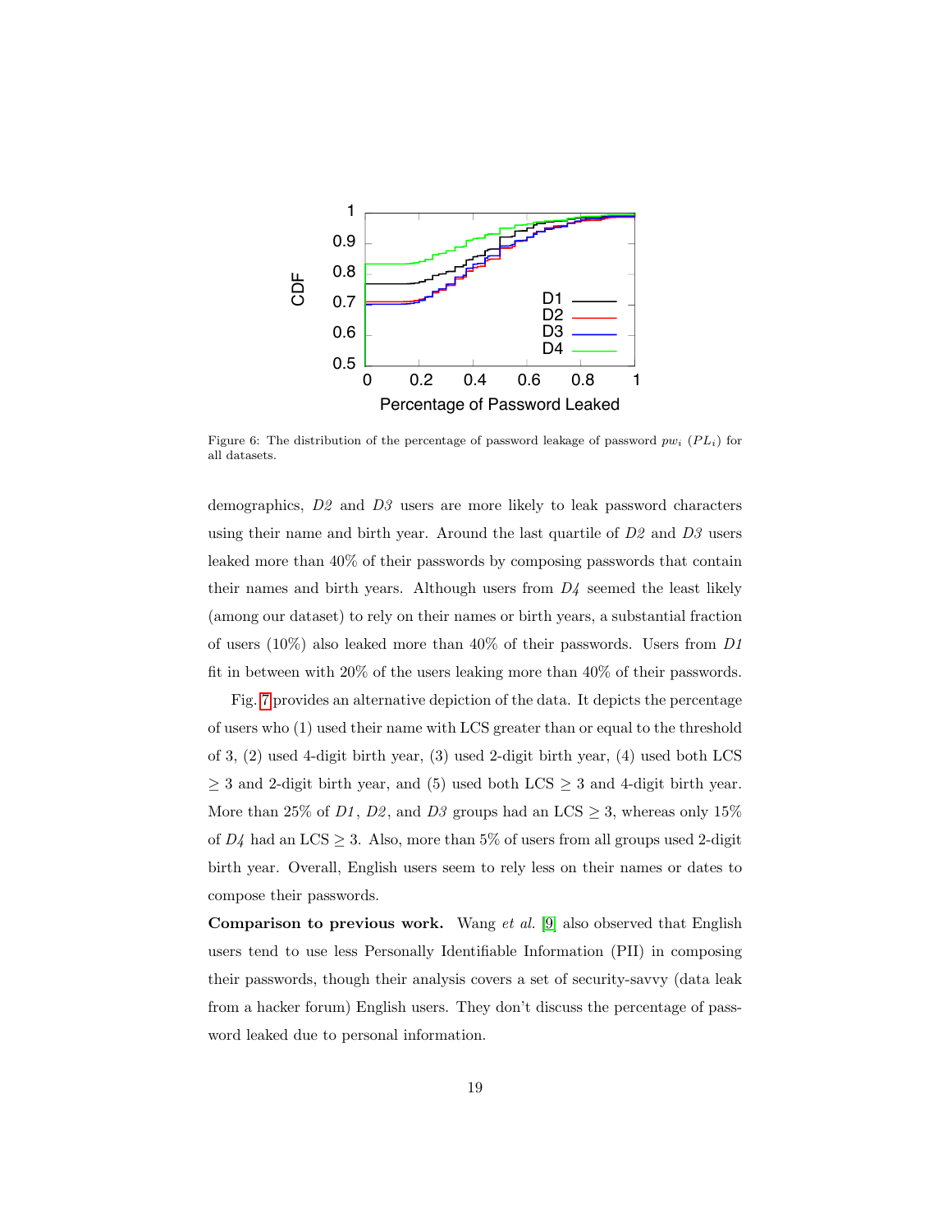Figure 6: The distribution of the percentage of password leakage of password $pw_i$ ($PL_i$) for all datasets.

demographics, *D2* and *D3* users are more likely to leak password characters using their name and birth year. Around the last quartile of *D2* and *D3* users leaked more than 40% of their passwords by composing passwords that contain their names and birth years. Although users from *D4* seemed the least likely (among our dataset) to rely on their names or birth years, a substantial fraction of users (10%) also leaked more than 40% of their passwords. Users from *D1* fit in between with 20% of the users leaking more than 40% of their passwords.

Fig. 7 provides an alternative depiction of the data. It depicts the percentage of users who (1) used their name with LCS greater than or equal to the threshold of 3, (2) used 4-digit birth year, (3) used 2-digit birth year, (4) used both LCS $\geq 3$ and 2-digit birth year, and (5) used both LCS $\geq 3$ and 4-digit birth year. More than 25% of *D1*, *D2*, and *D3* groups had an LCS $\geq 3$, whereas only 15% of *D4* had an LCS $\geq 3$. Also, more than 5% of users from all groups used 2-digit birth year. Overall, English users seem to rely less on their names or dates to compose their passwords.

**Comparison to previous work.** Wang *et al.* [9] also observed that English users tend to use less Personally Identifiable Information (PII) in composing their passwords, though their analysis covers a set of security-savvy (data leak from a hacker forum) English users. They don't discuss the percentage of password leaked due to personal information.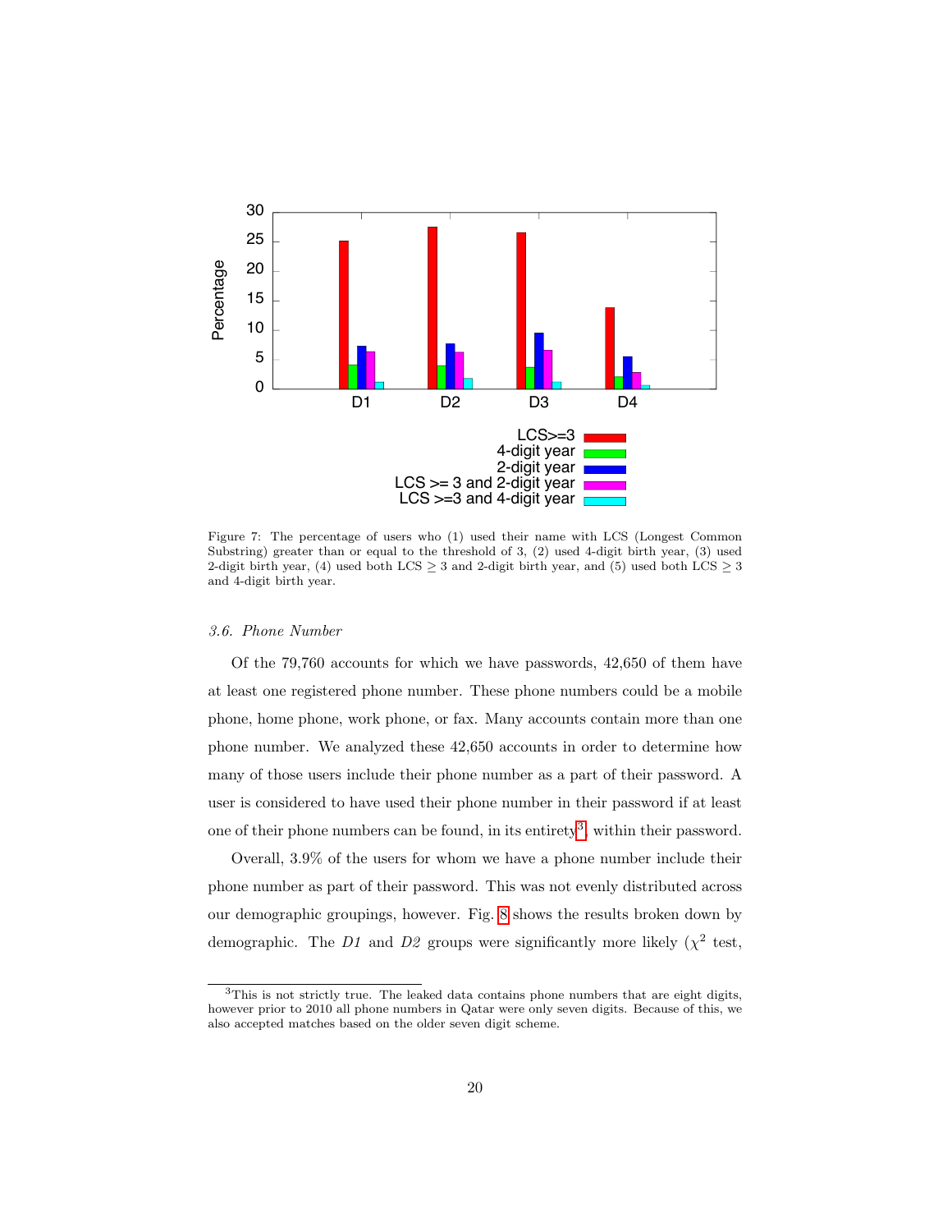Figure 7: The percentage of users who (1) used their name with LCS (Longest Common Substring) greater than or equal to the threshold of 3, (2) used 4-digit birth year, (3) used 2-digit birth year, (4) used both LCS $\geq 3$ and 2-digit birth year, and (5) used both LCS $\geq 3$ and 4-digit birth year.

### 3.6. Phone Number

Of the 79,760 accounts for which we have passwords, 42,650 of them have at least one registered phone number. These phone numbers could be a mobile phone, home phone, work phone, or fax. Many accounts contain more than one phone number. We analyzed these 42,650 accounts in order to determine how many of those users include their phone number as a part of their password. A user is considered to have used their phone number in their password if at least one of their phone numbers can be found, in its entirety[3], within their password.

Overall, 3.9% of the users for whom we have a phone number include their phone number as part of their password. This was not evenly distributed across our demographic groupings, however. Fig. 8 shows the results broken down by demographic. The *D1* and *D2* groups were significantly more likely ($\chi^2$ test,

[3]This is not strictly true. The leaked data contains phone numbers that are eight digits, however prior to 2010 all phone numbers in Qatar were only seven digits. Because of this, we also accepted matches based on the older seven digit scheme.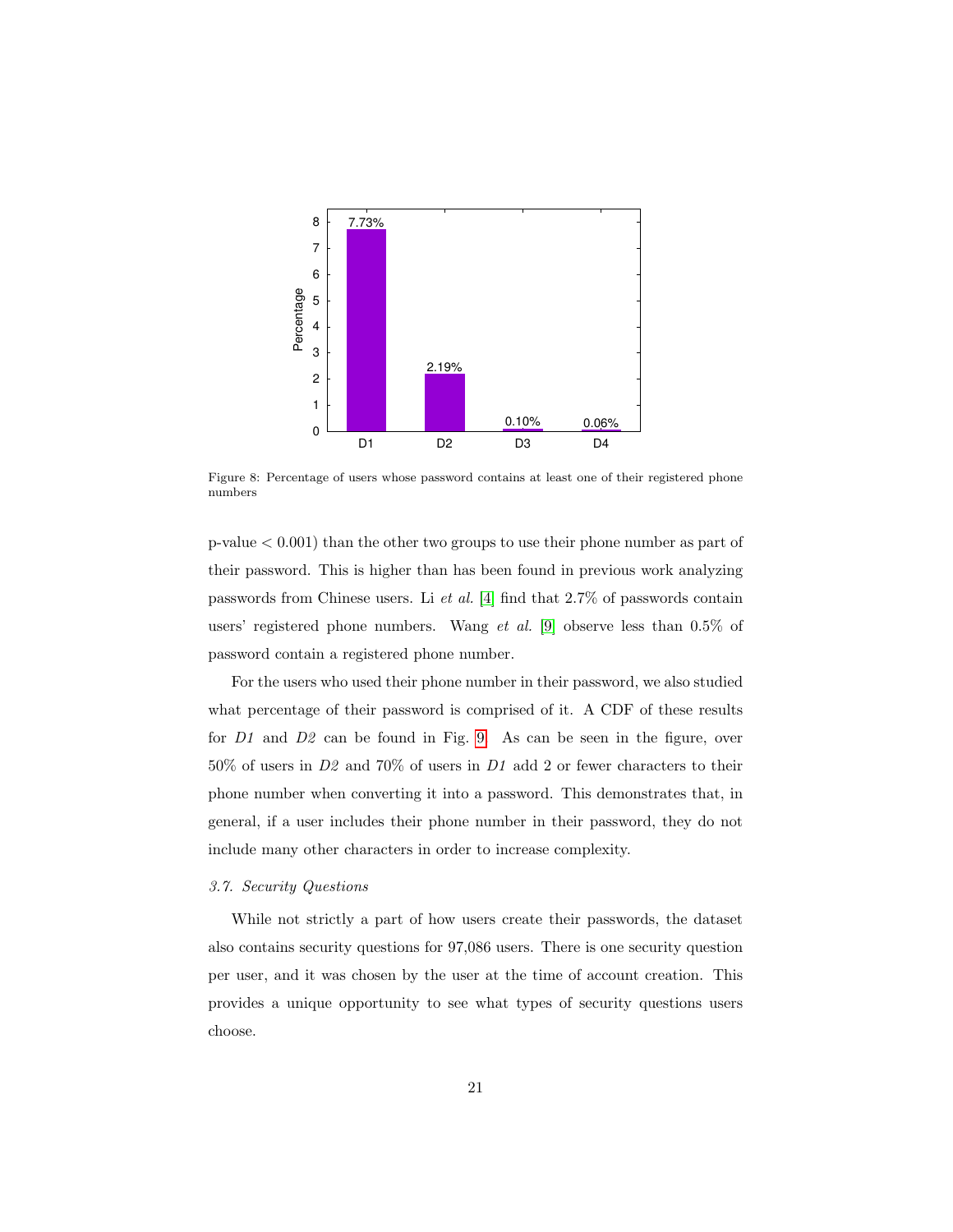Figure 8: Percentage of users whose password contains at least one of their registered phone numbers

p-value $< 0.001$) than the other two groups to use their phone number as part of their password. This is higher than has been found in previous work analyzing passwords from Chinese users. Li *et al.* [4] find that 2.7% of passwords contain users' registered phone numbers. Wang *et al.* [9] observe less than 0.5% of password contain a registered phone number.

For the users who used their phone number in their password, we also studied what percentage of their password is comprised of it. A CDF of these results for *D1* and *D2* can be found in Fig. 9. As can be seen in the figure, over 50% of users in *D2* and 70% of users in *D1* add 2 or fewer characters to their phone number when converting it into a password. This demonstrates that, in general, if a user includes their phone number in their password, they do not include many other characters in order to increase complexity.

### *3.7. Security Questions*

While not strictly a part of how users create their passwords, the dataset also contains security questions for 97,086 users. There is one security question per user, and it was chosen by the user at the time of account creation. This provides a unique opportunity to see what types of security questions users choose.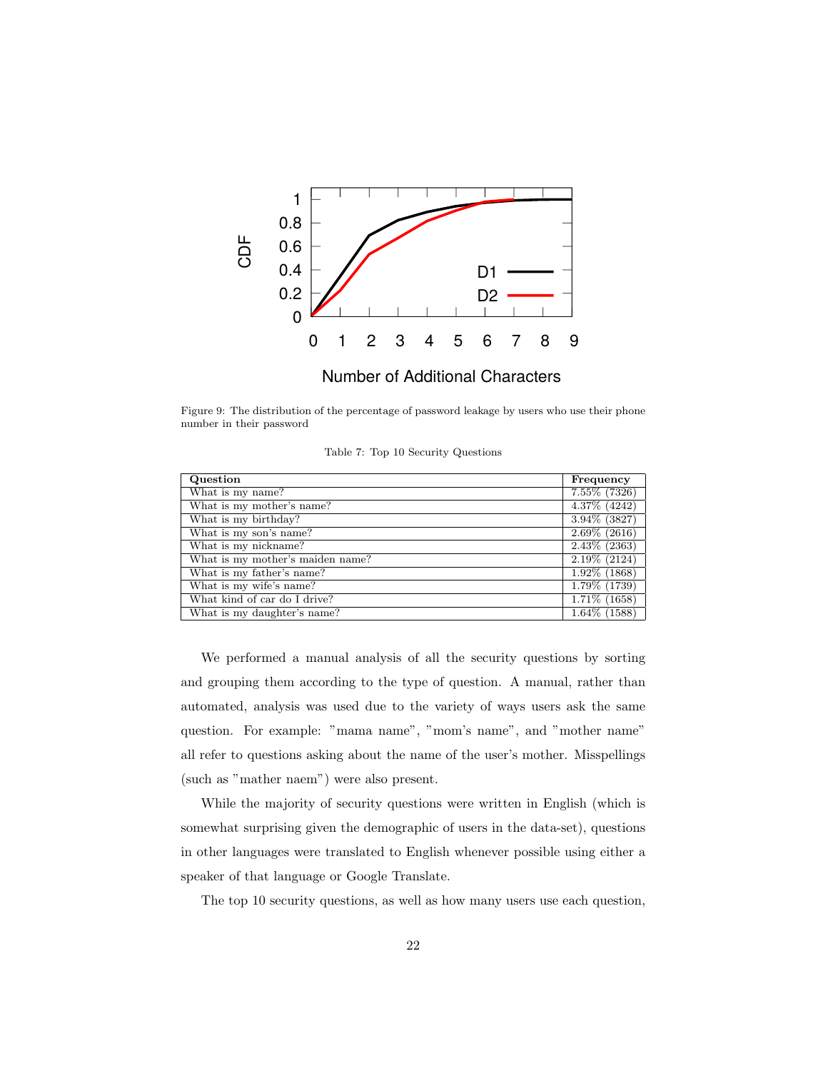Figure 9: The distribution of the percentage of password leakage by users who use their phone number in their password

Table 7: Top 10 Security Questions

| Question | Frequency |
|---|---|
| What is my name? | 7.55% (7326) |
| What is my mother's name? | 4.37% (4242) |
| What is my birthday? | 3.94% (3827) |
| What is my son's name? | 2.69% (2616) |
| What is my nickname? | 2.43% (2363) |
| What is my mother's maiden name? | 2.19% (2124) |
| What is my father's name? | 1.92% (1868) |
| What is my wife's name? | 1.79% (1739) |
| What kind of car do I drive? | 1.71% (1658) |
| What is my daughter's name? | 1.64% (1588) |

We performed a manual analysis of all the security questions by sorting and grouping them according to the type of question. A manual, rather than automated, analysis was used due to the variety of ways users ask the same question. For example: "mama name", "mom's name", and "mother name" all refer to questions asking about the name of the user's mother. Misspellings (such as "mather naem") were also present.

While the majority of security questions were written in English (which is somewhat surprising given the demographic of users in the data-set), questions in other languages were translated to English whenever possible using either a speaker of that language or Google Translate.

The top 10 security questions, as well as how many users use each question,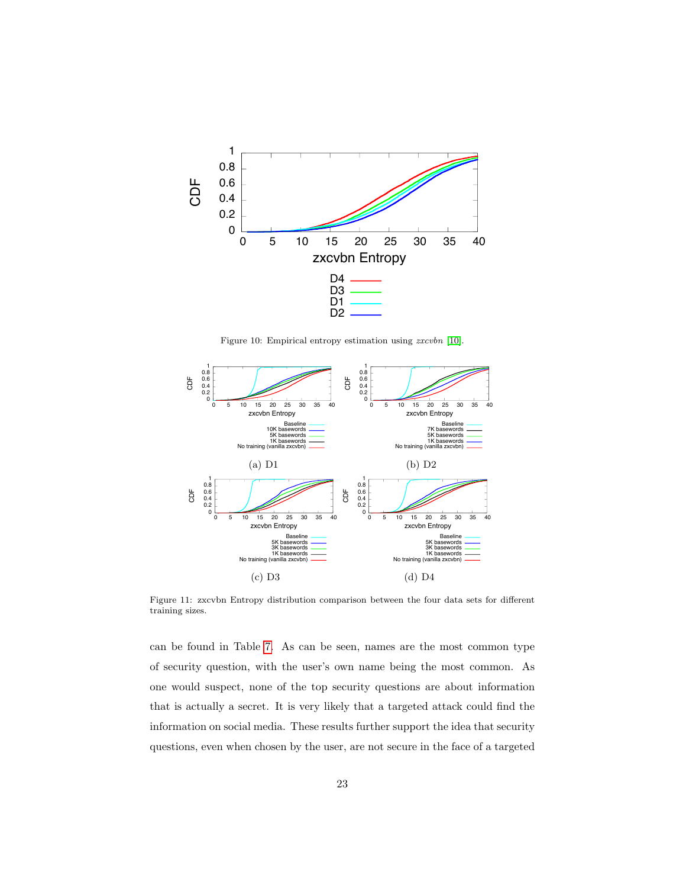Figure 10: Empirical entropy estimation using *zxcvbn* [10].

(a) D1

(b) D2

(c) D3

(d) D4

Figure 11: zxcvbn Entropy distribution comparison between the four data sets for different training sizes.

can be found in Table 7. As can be seen, names are the most common type of security question, with the user's own name being the most common. As one would suspect, none of the top security questions are about information that is actually a secret. It is very likely that a targeted attack could find the information on social media. These results further support the idea that security questions, even when chosen by the user, are not secure in the face of a targeted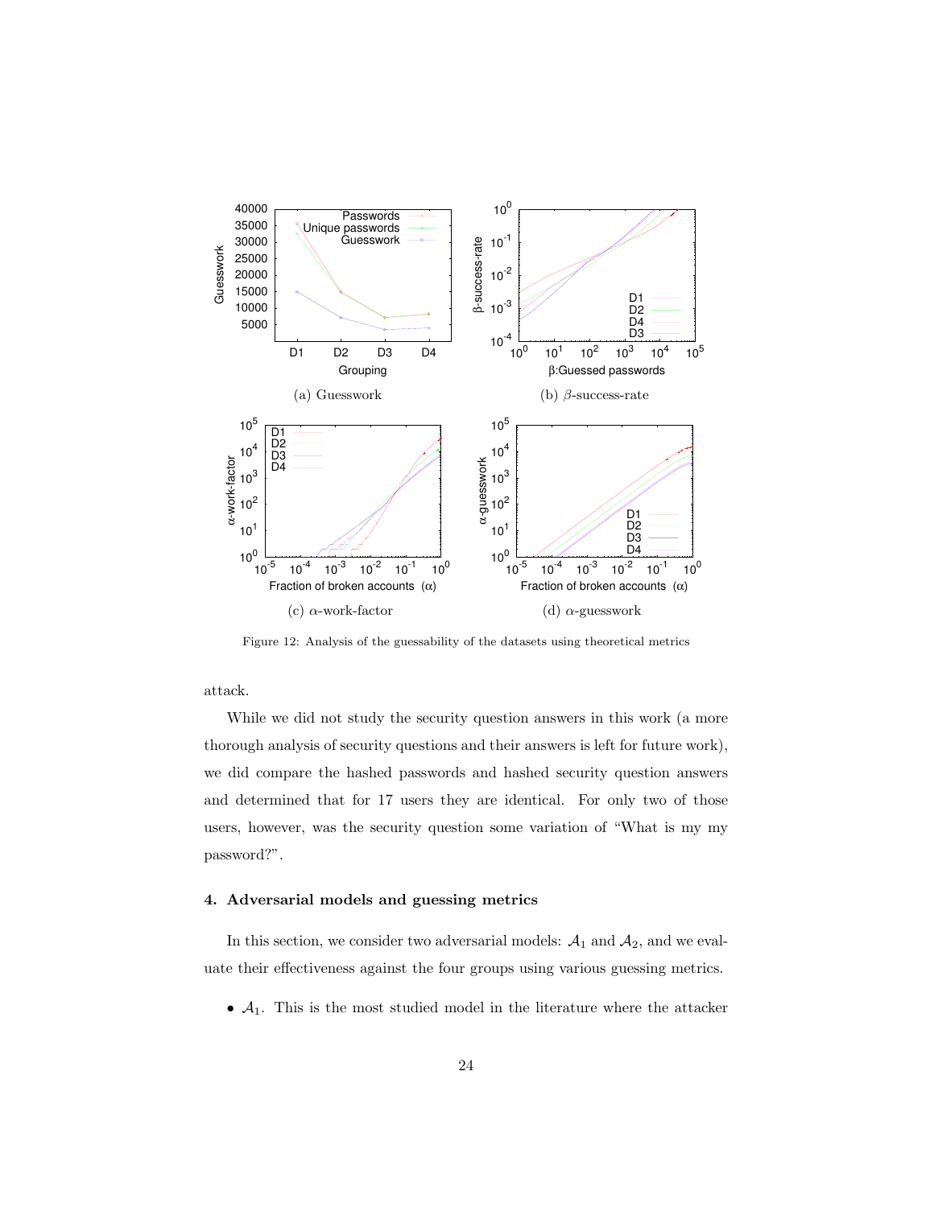(a) Guesswork

(b) $\beta$-success-rate

(c) $\alpha$-work-factor

(d) $\alpha$-guesswork

Figure 12: Analysis of the guessability of the datasets using theoretical metrics

attack.

While we did not study the security question answers in this work (a more thorough analysis of security questions and their answers is left for future work), we did compare the hashed passwords and hashed security question answers and determined that for 17 users they are identical. For only two of those users, however, was the security question some variation of "What is my my password?".

### 4. Adversarial models and guessing metrics

In this section, we consider two adversarial models: $\mathcal{A}_1$ and $\mathcal{A}_2$, and we evaluate their effectiveness against the four groups using various guessing metrics.

- $\mathcal{A}_1$. This is the most studied model in the literature where the attacker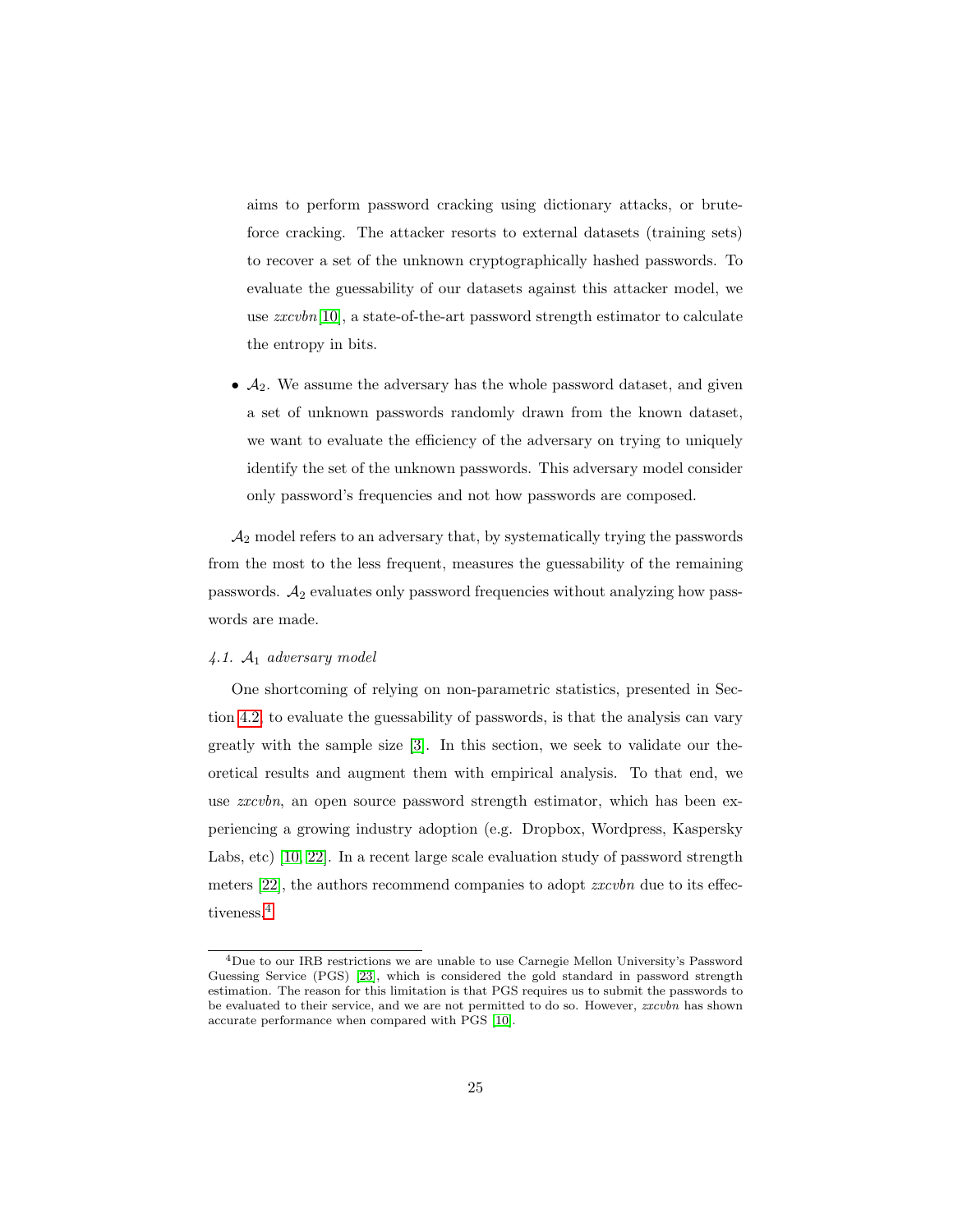aims to perform password cracking using dictionary attacks, or brute-force cracking. The attacker resorts to external datasets (training sets) to recover a set of the unknown cryptographically hashed passwords. To evaluate the guessability of our datasets against this attacker model, we use *zxcvbn*[10], a state-of-the-art password strength estimator to calculate the entropy in bits.

- $\mathcal{A}_2$. We assume the adversary has the whole password dataset, and given a set of unknown passwords randomly drawn from the known dataset, we want to evaluate the efficiency of the adversary on trying to uniquely identify the set of the unknown passwords. This adversary model consider only password's frequencies and not how passwords are composed.

$\mathcal{A}_2$ model refers to an adversary that, by systematically trying the passwords from the most to the less frequent, measures the guessability of the remaining passwords. $\mathcal{A}_2$ evaluates only password frequencies without analyzing how passwords are made.

#### 4.1. $\mathcal{A}_1$ adversary model

One shortcoming of relying on non-parametric statistics, presented in Section 4.2, to evaluate the guessability of passwords, is that the analysis can vary greatly with the sample size [3]. In this section, we seek to validate our theoretical results and augment them with empirical analysis. To that end, we use *zxcvbn*, an open source password strength estimator, which has been experiencing a growing industry adoption (e.g. Dropbox, Wordpress, Kaspersky Labs, etc) [10, 22]. In a recent large scale evaluation study of password strength meters [22], the authors recommend companies to adopt *zxcvbn* due to its effectiveness.[4]

[4]Due to our IRB restrictions we are unable to use Carnegie Mellon University's Password Guessing Service (PGS) [23], which is considered the gold standard in password strength estimation. The reason for this limitation is that PGS requires us to submit the passwords to be evaluated to their service, and we are not permitted to do so. However, *zxcvbn* has shown accurate performance when compared with PGS [10].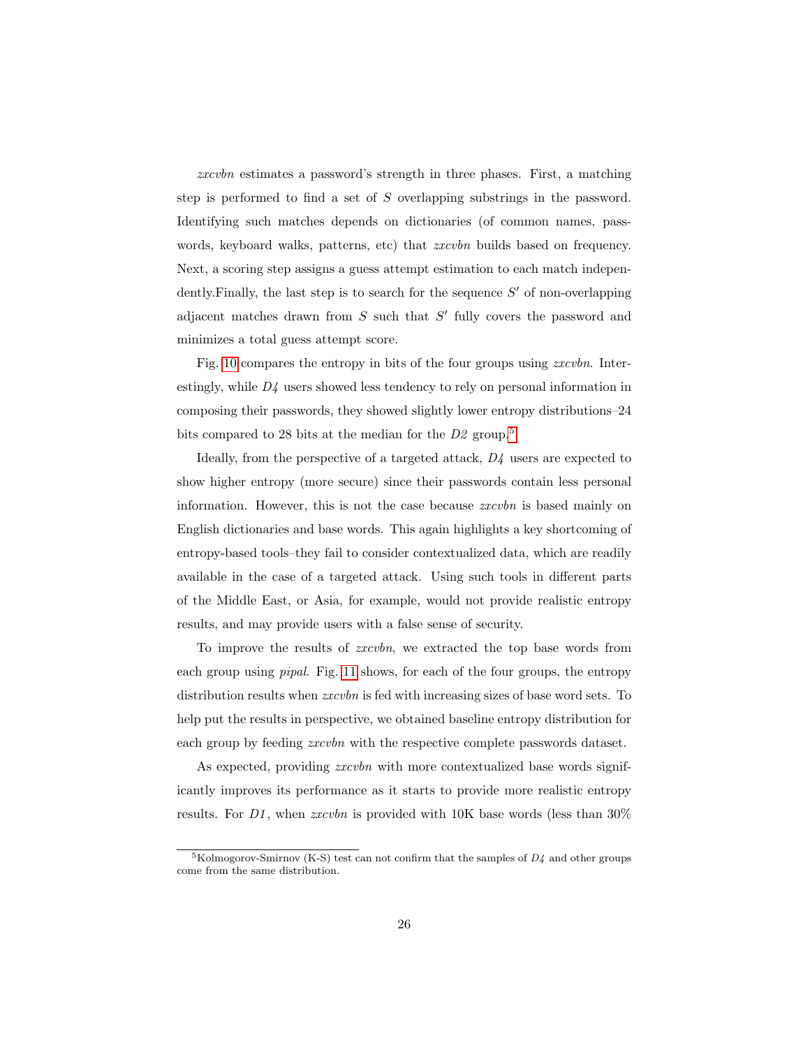*zxcvbn* estimates a password's strength in three phases. First, a matching step is performed to find a set of $S$ overlapping substrings in the password. Identifying such matches depends on dictionaries (of common names, passwords, keyboard walks, patterns, etc) that *zxcvbn* builds based on frequency. Next, a scoring step assigns a guess attempt estimation to each match independently.Finally, the last step is to search for the sequence $S'$ of non-overlapping adjacent matches drawn from $S$ such that $S'$ fully covers the password and minimizes a total guess attempt score.

Fig. 10 compares the entropy in bits of the four groups using *zxcvbn*. Interestingly, while *D4* users showed less tendency to rely on personal information in composing their passwords, they showed slightly lower entropy distributions–24 bits compared to 28 bits at the median for the *D2* group.[5]

Ideally, from the perspective of a targeted attack, *D4* users are expected to show higher entropy (more secure) since their passwords contain less personal information. However, this is not the case because *zxcvbn* is based mainly on English dictionaries and base words. This again highlights a key shortcoming of entropy-based tools–they fail to consider contextualized data, which are readily available in the case of a targeted attack. Using such tools in different parts of the Middle East, or Asia, for example, would not provide realistic entropy results, and may provide users with a false sense of security.

To improve the results of *zxcvbn*, we extracted the top base words from each group using *pipal*. Fig. 11 shows, for each of the four groups, the entropy distribution results when *zxcvbn* is fed with increasing sizes of base word sets. To help put the results in perspective, we obtained baseline entropy distribution for each group by feeding *zxcvbn* with the respective complete passwords dataset.

As expected, providing *zxcvbn* with more contextualized base words significantly improves its performance as it starts to provide more realistic entropy results. For *D1*, when *zxcvbn* is provided with 10K base words (less than 30%

[5] Kolmogorov-Smirnov (K-S) test can not confirm that the samples of *D4* and other groups come from the same distribution.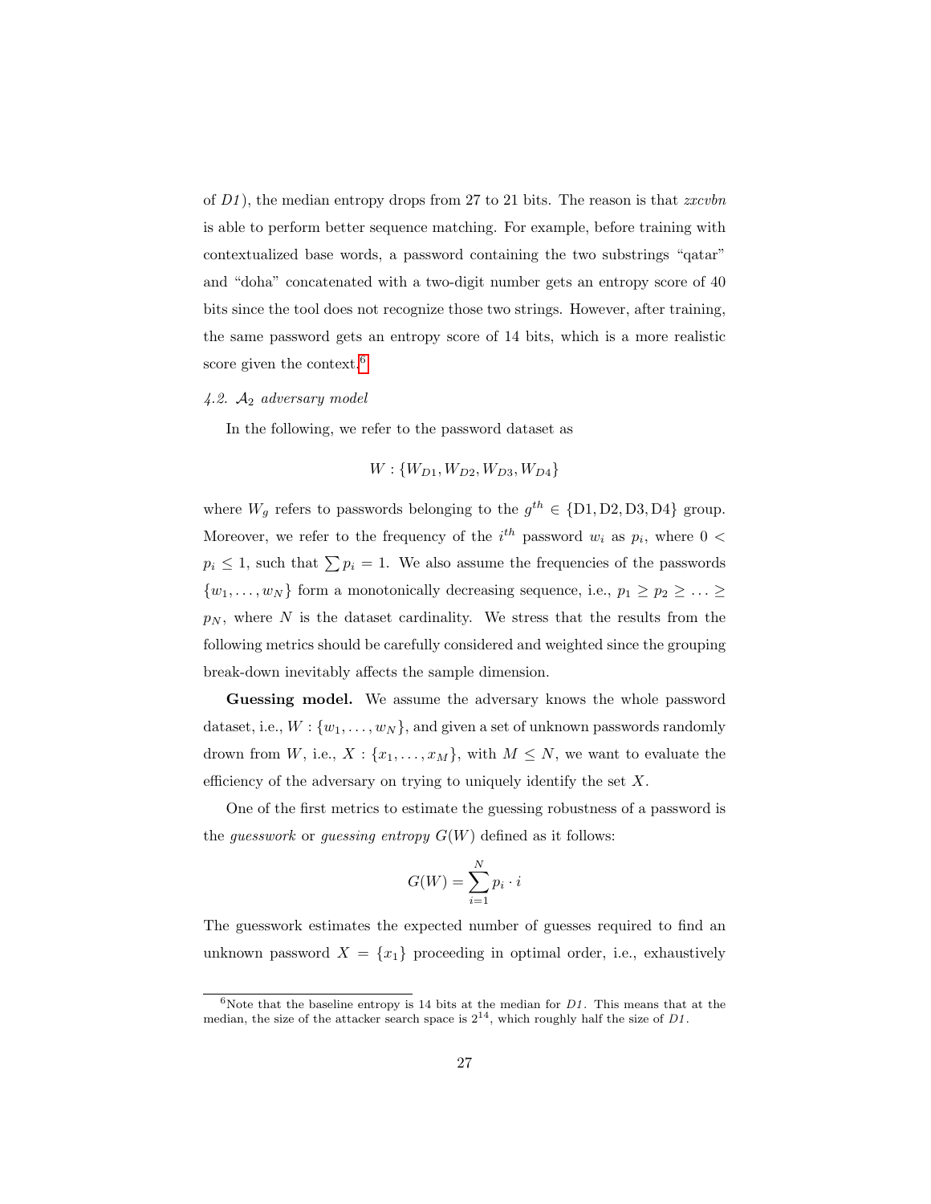of *D1*), the median entropy drops from 27 to 21 bits. The reason is that *zxcvbn* is able to perform better sequence matching. For example, before training with contextualized base words, a password containing the two substrings "qatar" and "doha" concatenated with a two-digit number gets an entropy score of 40 bits since the tool does not recognize those two strings. However, after training, the same password gets an entropy score of 14 bits, which is a more realistic score given the context.[6]

### *4.2. $\mathcal{A}_2$ adversary model*

In the following, we refer to the password dataset as

$$W : \{W_{D1}, W_{D2}, W_{D3}, W_{D4}\}$$

where $W_g$ refers to passwords belonging to the $g^{th} \in \{\text{D1}, \text{D2}, \text{D3}, \text{D4}\}$ group. Moreover, we refer to the frequency of the $i^{th}$ password $w_i$ as $p_i$, where $0 < p_i \leq 1$, such that $\sum p_i = 1$. We also assume the frequencies of the passwords $\{w_1, \ldots, w_N\}$ form a monotonically decreasing sequence, i.e., $p_1 \geq p_2 \geq \ldots \geq p_N$, where $N$ is the dataset cardinality. We stress that the results from the following metrics should be carefully considered and weighted since the grouping break-down inevitably affects the sample dimension.

**Guessing model.** We assume the adversary knows the whole password dataset, i.e., $W : \{w_1, \ldots, w_N\}$, and given a set of unknown passwords randomly drawn from $W$, i.e., $X : \{x_1, \ldots, x_M\}$, with $M \leq N$, we want to evaluate the efficiency of the adversary on trying to uniquely identify the set $X$.

One of the first metrics to estimate the guessing robustness of a password is the *guesswork* or *guessing entropy* $G(W)$ defined as it follows:

$$G(W) = \sum_{i=1}^{N} p_i \cdot i$$

The guesswork estimates the expected number of guesses required to find an unknown password $X = \{x_1\}$ proceeding in optimal order, i.e., exhaustively

[6] Note that the baseline entropy is 14 bits at the median for *D1*. This means that at the median, the size of the attacker search space is $2^{14}$, which roughly half the size of *D1*.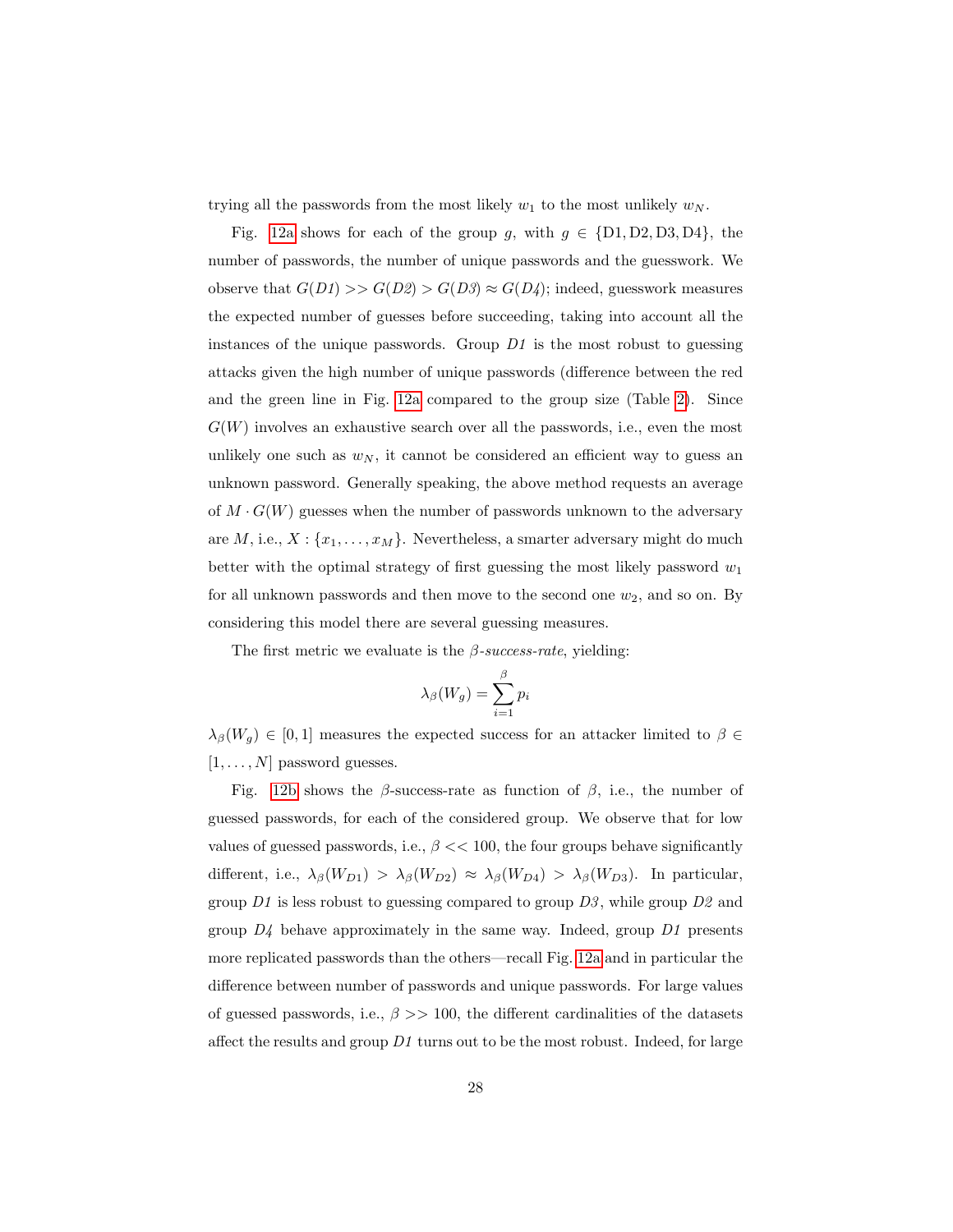trying all the passwords from the most likely $w_1$ to the most unlikely $w_N$.

Fig. 12a shows for each of the group $g$, with $g \in \{\text{D1}, \text{D2}, \text{D3}, \text{D4}\}$, the number of passwords, the number of unique passwords and the guesswork. We observe that $G(D1) >> G(D2) > G(D3) \approx G(D4)$; indeed, guesswork measures the expected number of guesses before succeeding, taking into account all the instances of the unique passwords. Group *D1* is the most robust to guessing attacks given the high number of unique passwords (difference between the red and the green line in Fig. 12a compared to the group size (Table 2). Since $G(W)$ involves an exhaustive search over all the passwords, i.e., even the most unlikely one such as $w_N$, it cannot be considered an efficient way to guess an unknown password. Generally speaking, the above method requests an average of $M \cdot G(W)$ guesses when the number of passwords unknown to the adversary are $M$, i.e., $X : \{x_1, \ldots, x_M\}$. Nevertheless, a smarter adversary might do much better with the optimal strategy of first guessing the most likely password $w_1$ for all unknown passwords and then move to the second one $w_2$, and so on. By considering this model there are several guessing measures.

The first metric we evaluate is the $\beta$*-success-rate*, yielding:

$$\lambda_\beta(W_g) = \sum_{i=1}^{\beta} p_i$$

$\lambda_\beta(W_g) \in [0, 1]$ measures the expected success for an attacker limited to $\beta \in [1, \ldots, N]$ password guesses.

Fig. 12b shows the $\beta$-success-rate as function of $\beta$, i.e., the number of guessed passwords, for each of the considered group. We observe that for low values of guessed passwords, i.e., $\beta << 100$, the four groups behave significantly different, i.e., $\lambda_\beta(W_{D1}) > \lambda_\beta(W_{D2}) \approx \lambda_\beta(W_{D4}) > \lambda_\beta(W_{D3})$. In particular, group *D1* is less robust to guessing compared to group *D3*, while group *D2* and group *D4* behave approximately in the same way. Indeed, group *D1* presents more replicated passwords than the others—recall Fig. 12a and in particular the difference between number of passwords and unique passwords. For large values of guessed passwords, i.e., $\beta >> 100$, the different cardinalities of the datasets affect the results and group *D1* turns out to be the most robust. Indeed, for large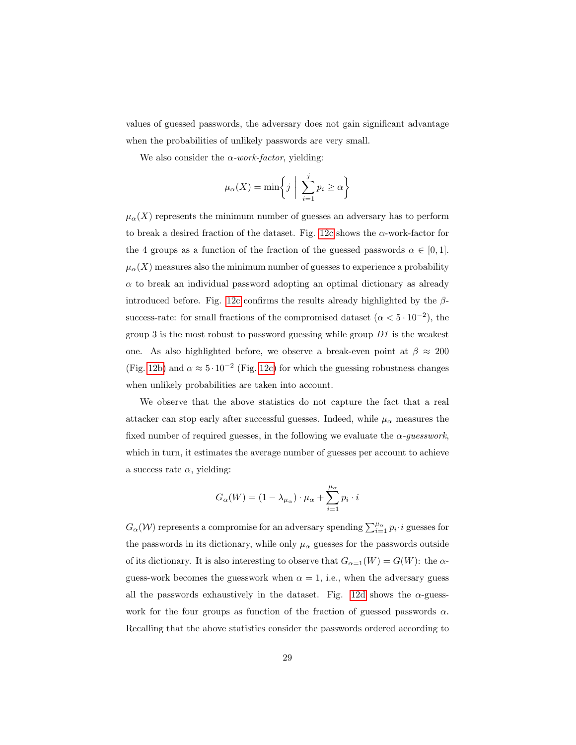values of guessed passwords, the adversary does not gain significant advantage when the probabilities of unlikely passwords are very small.

We also consider the $\alpha$-*work-factor*, yielding:

$$\mu_\alpha(X) = \min\left\{ j \;\middle|\; \sum_{i=1}^{j} p_i \geq \alpha \right\}$$

$\mu_\alpha(X)$ represents the minimum number of guesses an adversary has to perform to break a desired fraction of the dataset. Fig. 12c shows the $\alpha$-work-factor for the 4 groups as a function of the fraction of the guessed passwords $\alpha \in [0, 1]$. $\mu_\alpha(X)$ measures also the minimum number of guesses to experience a probability $\alpha$ to break an individual password adopting an optimal dictionary as already introduced before. Fig. 12c confirms the results already highlighted by the $\beta$-success-rate: for small fractions of the compromised dataset ($\alpha < 5 \cdot 10^{-2}$), the group 3 is the most robust to password guessing while group *D1* is the weakest one. As also highlighted before, we observe a break-even point at $\beta \approx 200$ (Fig. 12b) and $\alpha \approx 5 \cdot 10^{-2}$ (Fig. 12c) for which the guessing robustness changes when unlikely probabilities are taken into account.

We observe that the above statistics do not capture the fact that a real attacker can stop early after successful guesses. Indeed, while $\mu_\alpha$ measures the fixed number of required guesses, in the following we evaluate the $\alpha$-*guesswork*, which in turn, it estimates the average number of guesses per account to achieve a success rate $\alpha$, yielding:

$$G_\alpha(W) = (1 - \lambda_{\mu_\alpha}) \cdot \mu_\alpha + \sum_{i=1}^{\mu_\alpha} p_i \cdot i$$

$G_\alpha(\mathcal{W})$ represents a compromise for an adversary spending $\sum_{i=1}^{\mu_\alpha} p_i \cdot i$ guesses for the passwords in its dictionary, while only $\mu_\alpha$ guesses for the passwords outside of its dictionary. It is also interesting to observe that $G_{\alpha=1}(W) = G(W)$: the $\alpha$-guess-work becomes the guesswork when $\alpha = 1$, i.e., when the adversary guess all the passwords exhaustively in the dataset. Fig. 12d shows the $\alpha$-guess-work for the four groups as function of the fraction of guessed passwords $\alpha$. Recalling that the above statistics consider the passwords ordered according to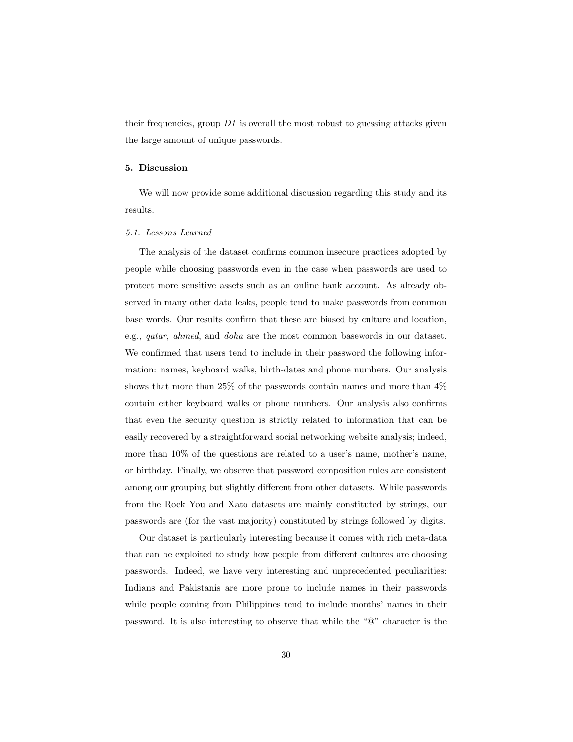their frequencies, group *D1* is overall the most robust to guessing attacks given the large amount of unique passwords.

## 5. Discussion

We will now provide some additional discussion regarding this study and its results.

### *5.1. Lessons Learned*

The analysis of the dataset confirms common insecure practices adopted by people while choosing passwords even in the case when passwords are used to protect more sensitive assets such as an online bank account. As already observed in many other data leaks, people tend to make passwords from common base words. Our results confirm that these are biased by culture and location, e.g., *qatar*, *ahmed*, and *doha* are the most common basewords in our dataset. We confirmed that users tend to include in their password the following information: names, keyboard walks, birth-dates and phone numbers. Our analysis shows that more than 25% of the passwords contain names and more than 4% contain either keyboard walks or phone numbers. Our analysis also confirms that even the security question is strictly related to information that can be easily recovered by a straightforward social networking website analysis; indeed, more than 10% of the questions are related to a user's name, mother's name, or birthday. Finally, we observe that password composition rules are consistent among our grouping but slightly different from other datasets. While passwords from the Rock You and Xato datasets are mainly constituted by strings, our passwords are (for the vast majority) constituted by strings followed by digits.

Our dataset is particularly interesting because it comes with rich meta-data that can be exploited to study how people from different cultures are choosing passwords. Indeed, we have very interesting and unprecedented peculiarities: Indians and Pakistanis are more prone to include names in their passwords while people coming from Philippines tend to include months' names in their password. It is also interesting to observe that while the "@" character is the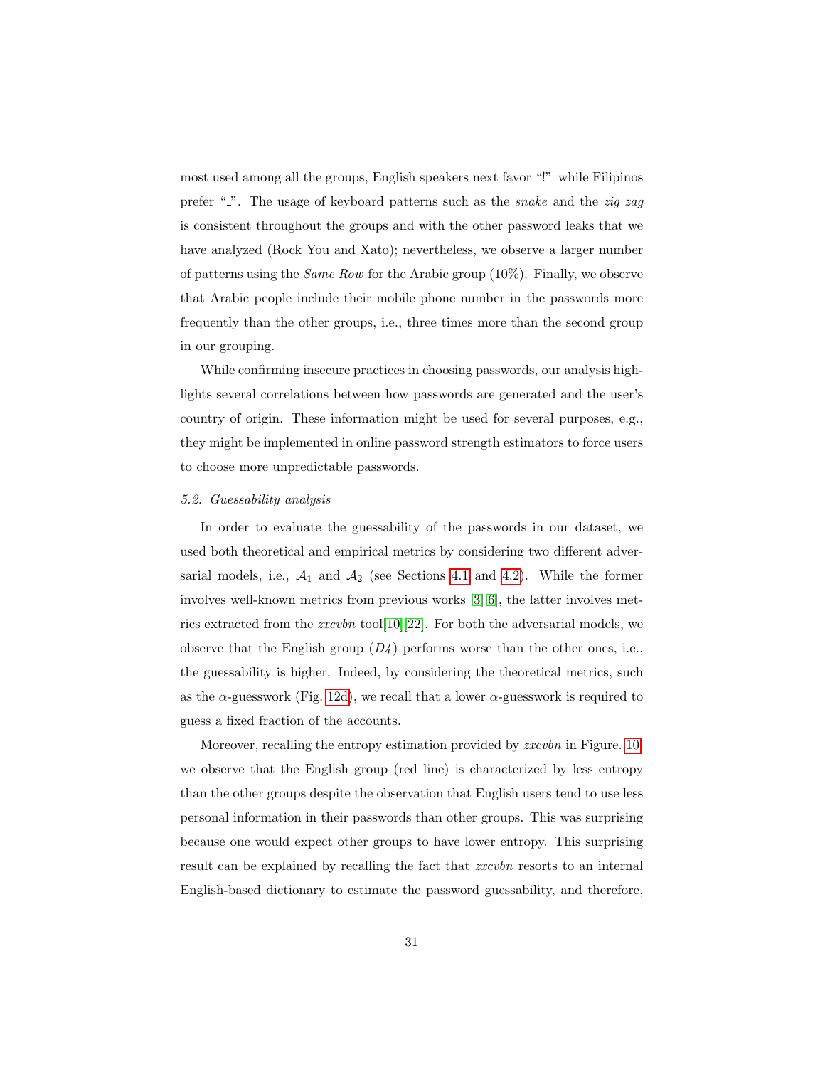most used among all the groups, English speakers next favor "!" while Filipinos prefer "_". The usage of keyboard patterns such as the *snake* and the *zig zag* is consistent throughout the groups and with the other password leaks that we have analyzed (Rock You and Xato); nevertheless, we observe a larger number of patterns using the *Same Row* for the Arabic group (10%). Finally, we observe that Arabic people include their mobile phone number in the passwords more frequently than the other groups, i.e., three times more than the second group in our grouping.

While confirming insecure practices in choosing passwords, our analysis highlights several correlations between how passwords are generated and the user's country of origin. These information might be used for several purposes, e.g., they might be implemented in online password strength estimators to force users to choose more unpredictable passwords.

### 5.2. Guessability analysis

In order to evaluate the guessability of the passwords in our dataset, we used both theoretical and empirical metrics by considering two different adversarial models, i.e., $\mathcal{A}_1$ and $\mathcal{A}_2$ (see Sections 4.1 and 4.2). While the former involves well-known metrics from previous works [3][6], the latter involves metrics extracted from the *zxcvbn* tool[10][22]. For both the adversarial models, we observe that the English group ($D4$) performs worse than the other ones, i.e., the guessability is higher. Indeed, by considering the theoretical metrics, such as the $\alpha$-guesswork (Fig. 12d), we recall that a lower $\alpha$-guesswork is required to guess a fixed fraction of the accounts.

Moreover, recalling the entropy estimation provided by *zxcvbn* in Figure. 10, we observe that the English group (red line) is characterized by less entropy than the other groups despite the observation that English users tend to use less personal information in their passwords than other groups. This was surprising because one would expect other groups to have lower entropy. This surprising result can be explained by recalling the fact that *zxcvbn* resorts to an internal English-based dictionary to estimate the password guessability, and therefore,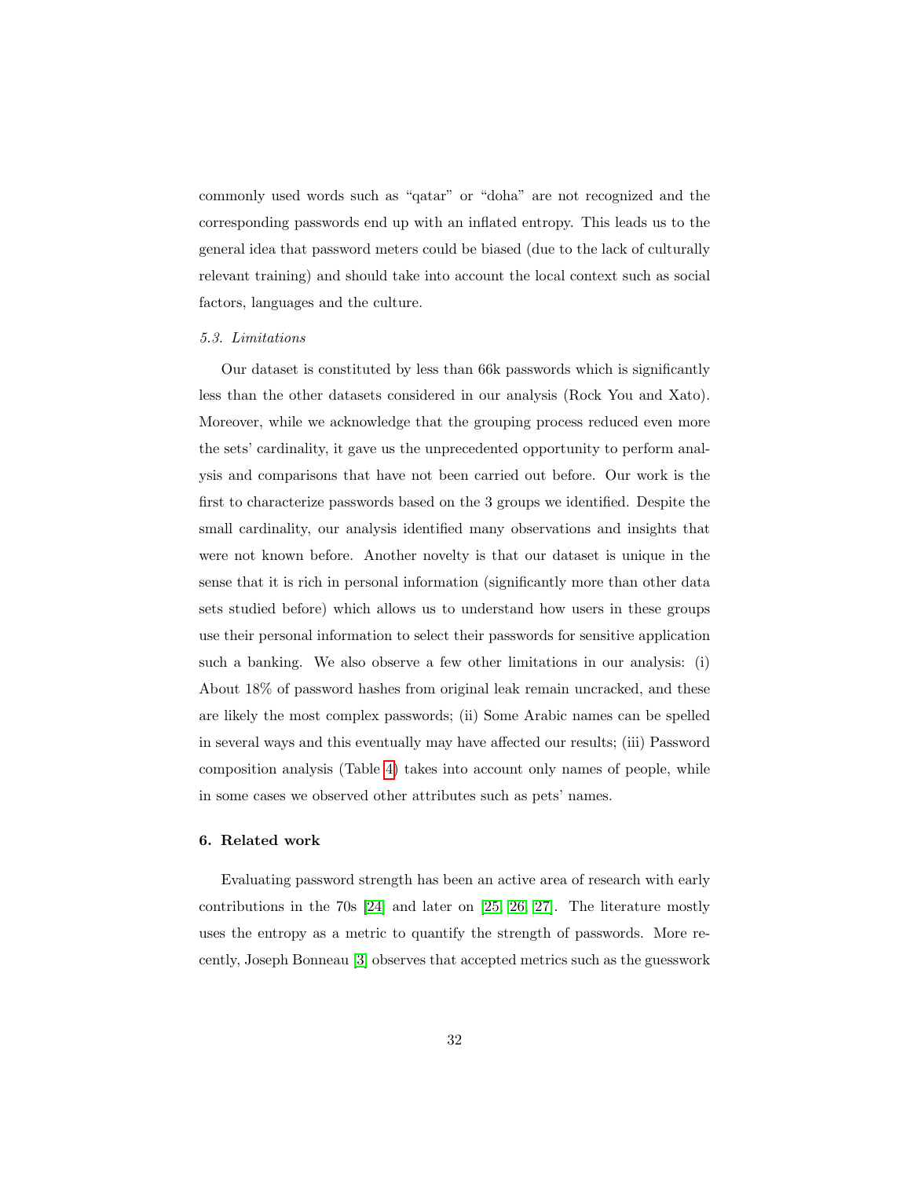commonly used words such as "qatar" or "doha" are not recognized and the corresponding passwords end up with an inflated entropy. This leads us to the general idea that password meters could be biased (due to the lack of culturally relevant training) and should take into account the local context such as social factors, languages and the culture.

### *5.3. Limitations*

Our dataset is constituted by less than 66k passwords which is significantly less than the other datasets considered in our analysis (Rock You and Xato). Moreover, while we acknowledge that the grouping process reduced even more the sets' cardinality, it gave us the unprecedented opportunity to perform analysis and comparisons that have not been carried out before. Our work is the first to characterize passwords based on the 3 groups we identified. Despite the small cardinality, our analysis identified many observations and insights that were not known before. Another novelty is that our dataset is unique in the sense that it is rich in personal information (significantly more than other data sets studied before) which allows us to understand how users in these groups use their personal information to select their passwords for sensitive application such a banking. We also observe a few other limitations in our analysis: (i) About 18% of password hashes from original leak remain uncracked, and these are likely the most complex passwords; (ii) Some Arabic names can be spelled in several ways and this eventually may have affected our results; (iii) Password composition analysis (Table 4) takes into account only names of people, while in some cases we observed other attributes such as pets' names.

## 6. Related work

Evaluating password strength has been an active area of research with early contributions in the 70s [24] and later on [25, 26, 27]. The literature mostly uses the entropy as a metric to quantify the strength of passwords. More recently, Joseph Bonneau [3] observes that accepted metrics such as the guesswork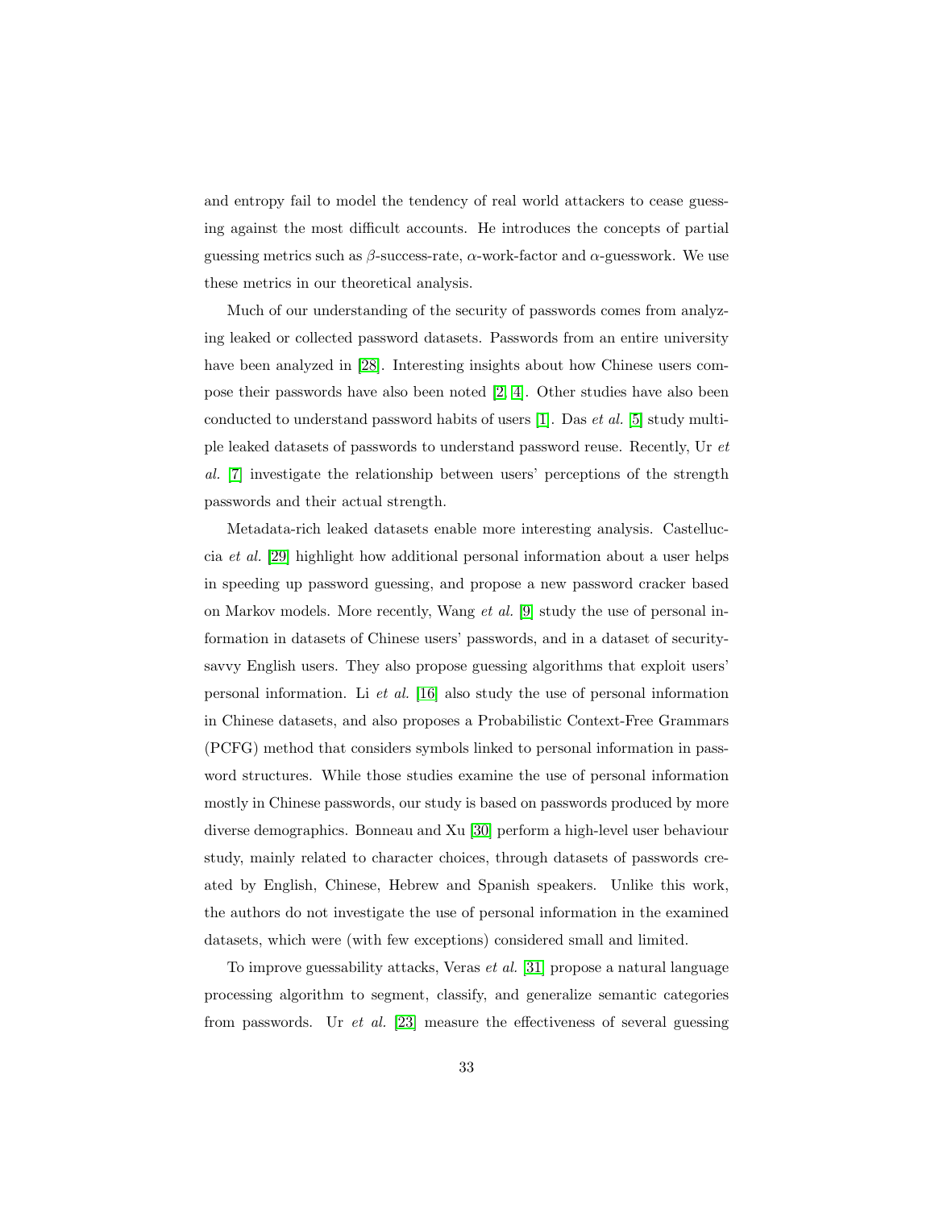and entropy fail to model the tendency of real world attackers to cease guessing against the most difficult accounts. He introduces the concepts of partial guessing metrics such as $\beta$-success-rate, $\alpha$-work-factor and $\alpha$-guesswork. We use these metrics in our theoretical analysis.

Much of our understanding of the security of passwords comes from analyzing leaked or collected password datasets. Passwords from an entire university have been analyzed in [28]. Interesting insights about how Chinese users compose their passwords have also been noted [2, 4]. Other studies have also been conducted to understand password habits of users [1]. Das *et al.* [5] study multiple leaked datasets of passwords to understand password reuse. Recently, Ur *et al.* [7] investigate the relationship between users' perceptions of the strength passwords and their actual strength.

Metadata-rich leaked datasets enable more interesting analysis. Castelluccia *et al.* [29] highlight how additional personal information about a user helps in speeding up password guessing, and propose a new password cracker based on Markov models. More recently, Wang *et al.* [9] study the use of personal information in datasets of Chinese users' passwords, and in a dataset of security-savvy English users. They also propose guessing algorithms that exploit users' personal information. Li *et al.* [16] also study the use of personal information in Chinese datasets, and also proposes a Probabilistic Context-Free Grammars (PCFG) method that considers symbols linked to personal information in password structures. While those studies examine the use of personal information mostly in Chinese passwords, our study is based on passwords produced by more diverse demographics. Bonneau and Xu [30] perform a high-level user behaviour study, mainly related to character choices, through datasets of passwords created by English, Chinese, Hebrew and Spanish speakers. Unlike this work, the authors do not investigate the use of personal information in the examined datasets, which were (with few exceptions) considered small and limited.

To improve guessability attacks, Veras *et al.* [31] propose a natural language processing algorithm to segment, classify, and generalize semantic categories from passwords. Ur *et al.* [23] measure the effectiveness of several guessing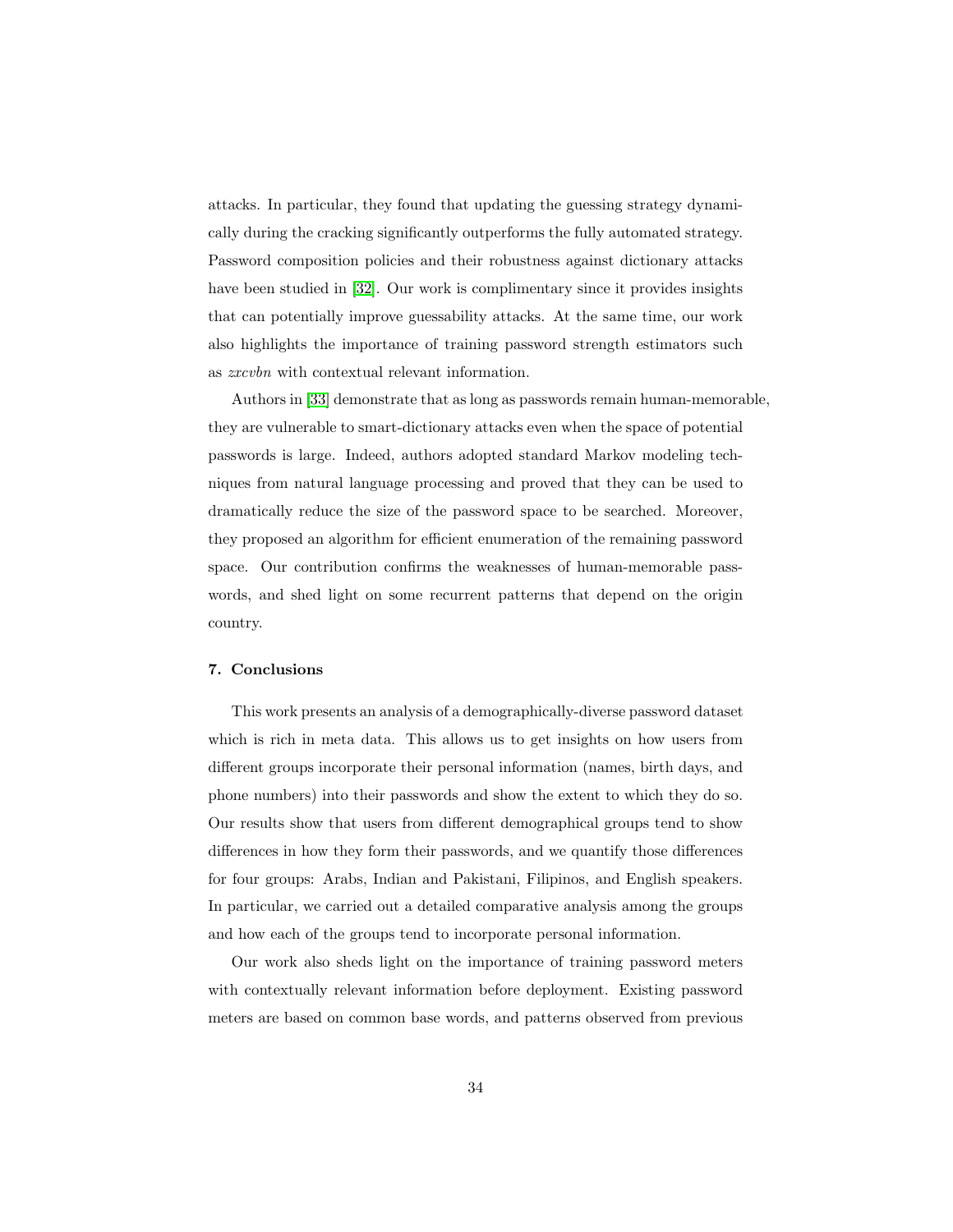attacks. In particular, they found that updating the guessing strategy dynamically during the cracking significantly outperforms the fully automated strategy. Password composition policies and their robustness against dictionary attacks have been studied in [32]. Our work is complimentary since it provides insights that can potentially improve guessability attacks. At the same time, our work also highlights the importance of training password strength estimators such as *zxcvbn* with contextual relevant information.

Authors in [33] demonstrate that as long as passwords remain human-memorable, they are vulnerable to smart-dictionary attacks even when the space of potential passwords is large. Indeed, authors adopted standard Markov modeling techniques from natural language processing and proved that they can be used to dramatically reduce the size of the password space to be searched. Moreover, they proposed an algorithm for efficient enumeration of the remaining password space. Our contribution confirms the weaknesses of human-memorable passwords, and shed light on some recurrent patterns that depend on the origin country.

## 7. Conclusions

This work presents an analysis of a demographically-diverse password dataset which is rich in meta data. This allows us to get insights on how users from different groups incorporate their personal information (names, birth days, and phone numbers) into their passwords and show the extent to which they do so. Our results show that users from different demographical groups tend to show differences in how they form their passwords, and we quantify those differences for four groups: Arabs, Indian and Pakistani, Filipinos, and English speakers. In particular, we carried out a detailed comparative analysis among the groups and how each of the groups tend to incorporate personal information.

Our work also sheds light on the importance of training password meters with contextually relevant information before deployment. Existing password meters are based on common base words, and patterns observed from previous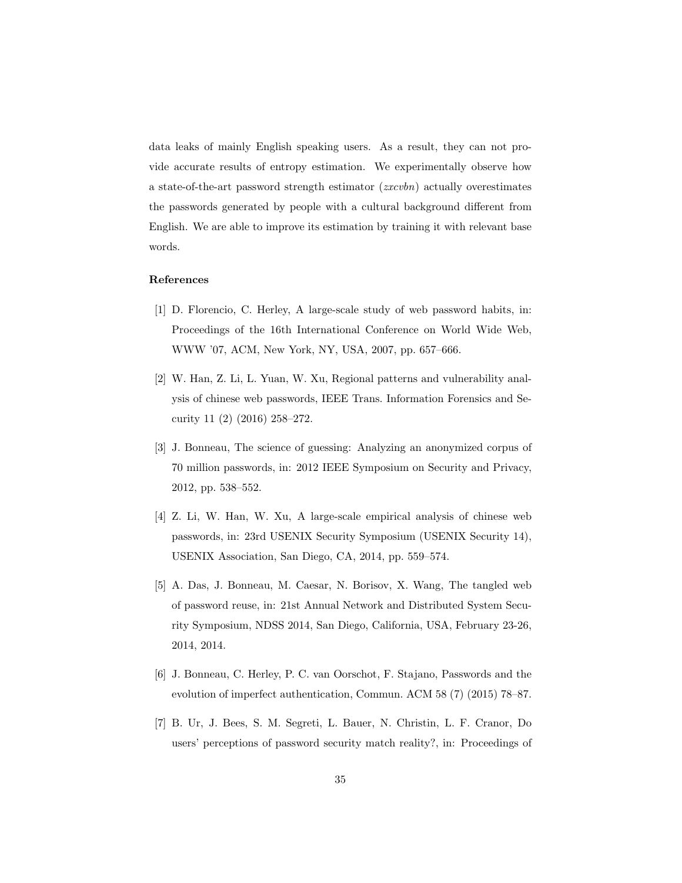data leaks of mainly English speaking users. As a result, they can not provide accurate results of entropy estimation. We experimentally observe how a state-of-the-art password strength estimator (*zxcvbn*) actually overestimates the passwords generated by people with a cultural background different from English. We are able to improve its estimation by training it with relevant base words.

**References**

[1] D. Florencio, C. Herley, A large-scale study of web password habits, in: Proceedings of the 16th International Conference on World Wide Web, WWW '07, ACM, New York, NY, USA, 2007, pp. 657–666.

[2] W. Han, Z. Li, L. Yuan, W. Xu, Regional patterns and vulnerability analysis of chinese web passwords, IEEE Trans. Information Forensics and Security 11 (2) (2016) 258–272.

[3] J. Bonneau, The science of guessing: Analyzing an anonymized corpus of 70 million passwords, in: 2012 IEEE Symposium on Security and Privacy, 2012, pp. 538–552.

[4] Z. Li, W. Han, W. Xu, A large-scale empirical analysis of chinese web passwords, in: 23rd USENIX Security Symposium (USENIX Security 14), USENIX Association, San Diego, CA, 2014, pp. 559–574.

[5] A. Das, J. Bonneau, M. Caesar, N. Borisov, X. Wang, The tangled web of password reuse, in: 21st Annual Network and Distributed System Security Symposium, NDSS 2014, San Diego, California, USA, February 23-26, 2014, 2014.

[6] J. Bonneau, C. Herley, P. C. van Oorschot, F. Stajano, Passwords and the evolution of imperfect authentication, Commun. ACM 58 (7) (2015) 78–87.

[7] B. Ur, J. Bees, S. M. Segreti, L. Bauer, N. Christin, L. F. Cranor, Do users' perceptions of password security match reality?, in: Proceedings of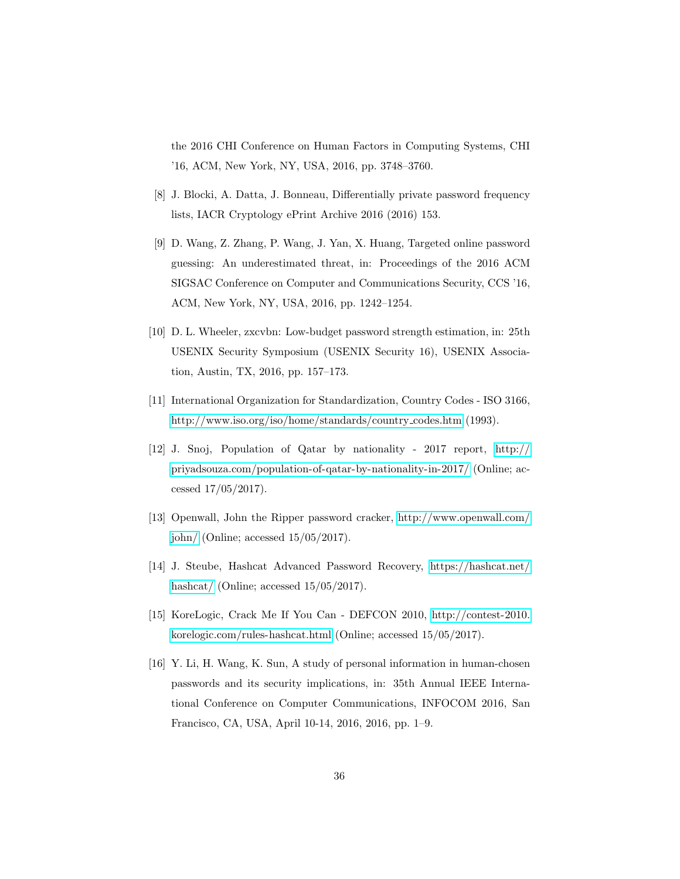the 2016 CHI Conference on Human Factors in Computing Systems, CHI '16, ACM, New York, NY, USA, 2016, pp. 3748–3760.

[8] J. Blocki, A. Datta, J. Bonneau, Differentially private password frequency lists, IACR Cryptology ePrint Archive 2016 (2016) 153.

[9] D. Wang, Z. Zhang, P. Wang, J. Yan, X. Huang, Targeted online password guessing: An underestimated threat, in: Proceedings of the 2016 ACM SIGSAC Conference on Computer and Communications Security, CCS '16, ACM, New York, NY, USA, 2016, pp. 1242–1254.

[10] D. L. Wheeler, zxcvbn: Low-budget password strength estimation, in: 25th USENIX Security Symposium (USENIX Security 16), USENIX Association, Austin, TX, 2016, pp. 157–173.

[11] International Organization for Standardization, Country Codes - ISO 3166, http://www.iso.org/iso/home/standards/country_codes.htm (1993).

[12] J. Snoj, Population of Qatar by nationality - 2017 report, http://priyadsouza.com/population-of-qatar-by-nationality-in-2017/ (Online; accessed 17/05/2017).

[13] Openwall, John the Ripper password cracker, http://www.openwall.com/john/ (Online; accessed 15/05/2017).

[14] J. Steube, Hashcat Advanced Password Recovery, https://hashcat.net/hashcat/ (Online; accessed 15/05/2017).

[15] KoreLogic, Crack Me If You Can - DEFCON 2010, http://contest-2010.korelogic.com/rules-hashcat.html (Online; accessed 15/05/2017).

[16] Y. Li, H. Wang, K. Sun, A study of personal information in human-chosen passwords and its security implications, in: 35th Annual IEEE International Conference on Computer Communications, INFOCOM 2016, San Francisco, CA, USA, April 10-14, 2016, 2016, pp. 1–9.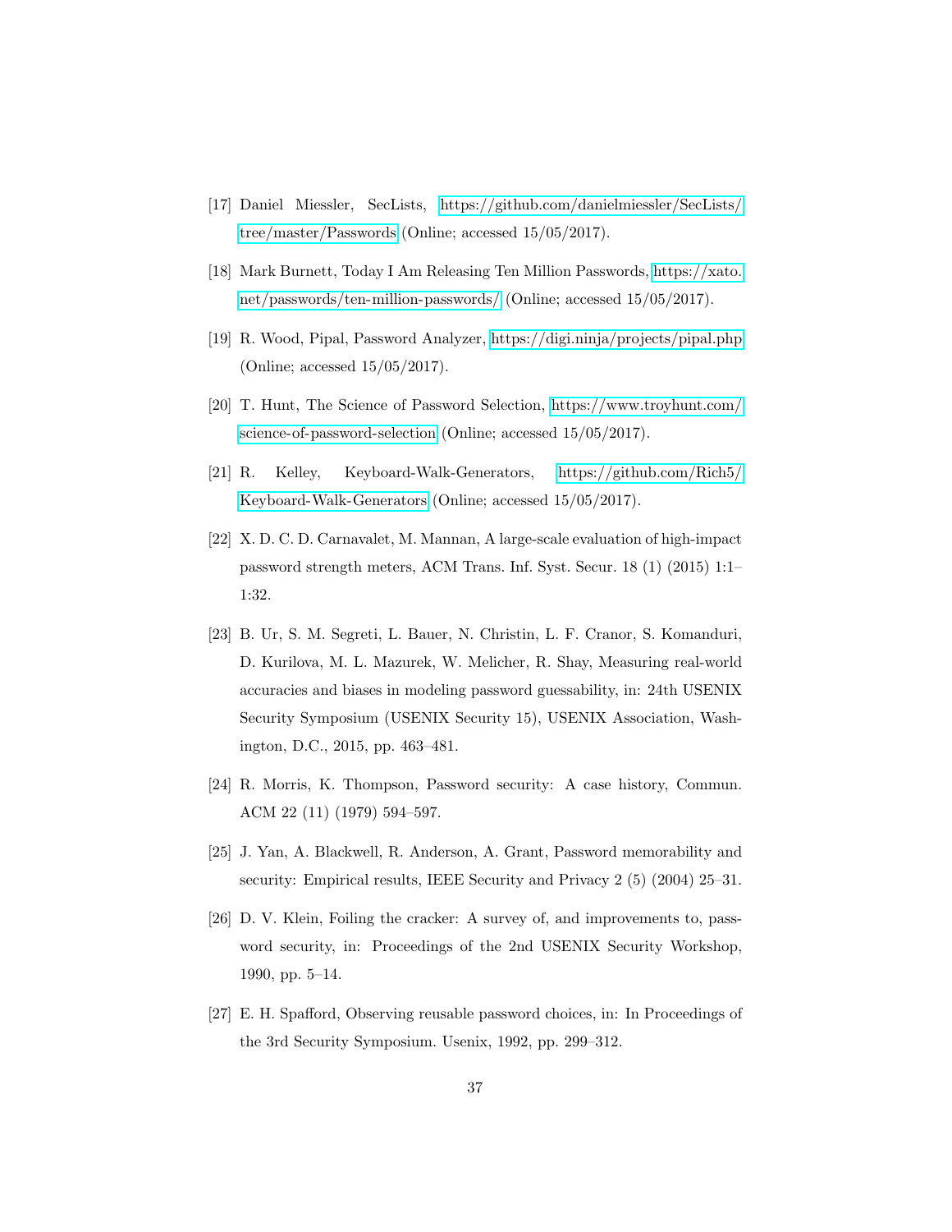[17] Daniel Miessler, SecLists, https://github.com/danielmiessler/SecLists/tree/master/Passwords (Online; accessed 15/05/2017).

[18] Mark Burnett, Today I Am Releasing Ten Million Passwords, https://xato.net/passwords/ten-million-passwords/ (Online; accessed 15/05/2017).

[19] R. Wood, Pipal, Password Analyzer, https://digi.ninja/projects/pipal.php (Online; accessed 15/05/2017).

[20] T. Hunt, The Science of Password Selection, https://www.troyhunt.com/science-of-password-selection (Online; accessed 15/05/2017).

[21] R. Kelley, Keyboard-Walk-Generators, https://github.com/Rich5/Keyboard-Walk-Generators (Online; accessed 15/05/2017).

[22] X. D. C. D. Carnavalet, M. Mannan, A large-scale evaluation of high-impact password strength meters, ACM Trans. Inf. Syst. Secur. 18 (1) (2015) 1:1–1:32.

[23] B. Ur, S. M. Segreti, L. Bauer, N. Christin, L. F. Cranor, S. Komanduri, D. Kurilova, M. L. Mazurek, W. Melicher, R. Shay, Measuring real-world accuracies and biases in modeling password guessability, in: 24th USENIX Security Symposium (USENIX Security 15), USENIX Association, Washington, D.C., 2015, pp. 463–481.

[24] R. Morris, K. Thompson, Password security: A case history, Commun. ACM 22 (11) (1979) 594–597.

[25] J. Yan, A. Blackwell, R. Anderson, A. Grant, Password memorability and security: Empirical results, IEEE Security and Privacy 2 (5) (2004) 25–31.

[26] D. V. Klein, Foiling the cracker: A survey of, and improvements to, password security, in: Proceedings of the 2nd USENIX Security Workshop, 1990, pp. 5–14.

[27] E. H. Spafford, Observing reusable password choices, in: In Proceedings of the 3rd Security Symposium. Usenix, 1992, pp. 299–312.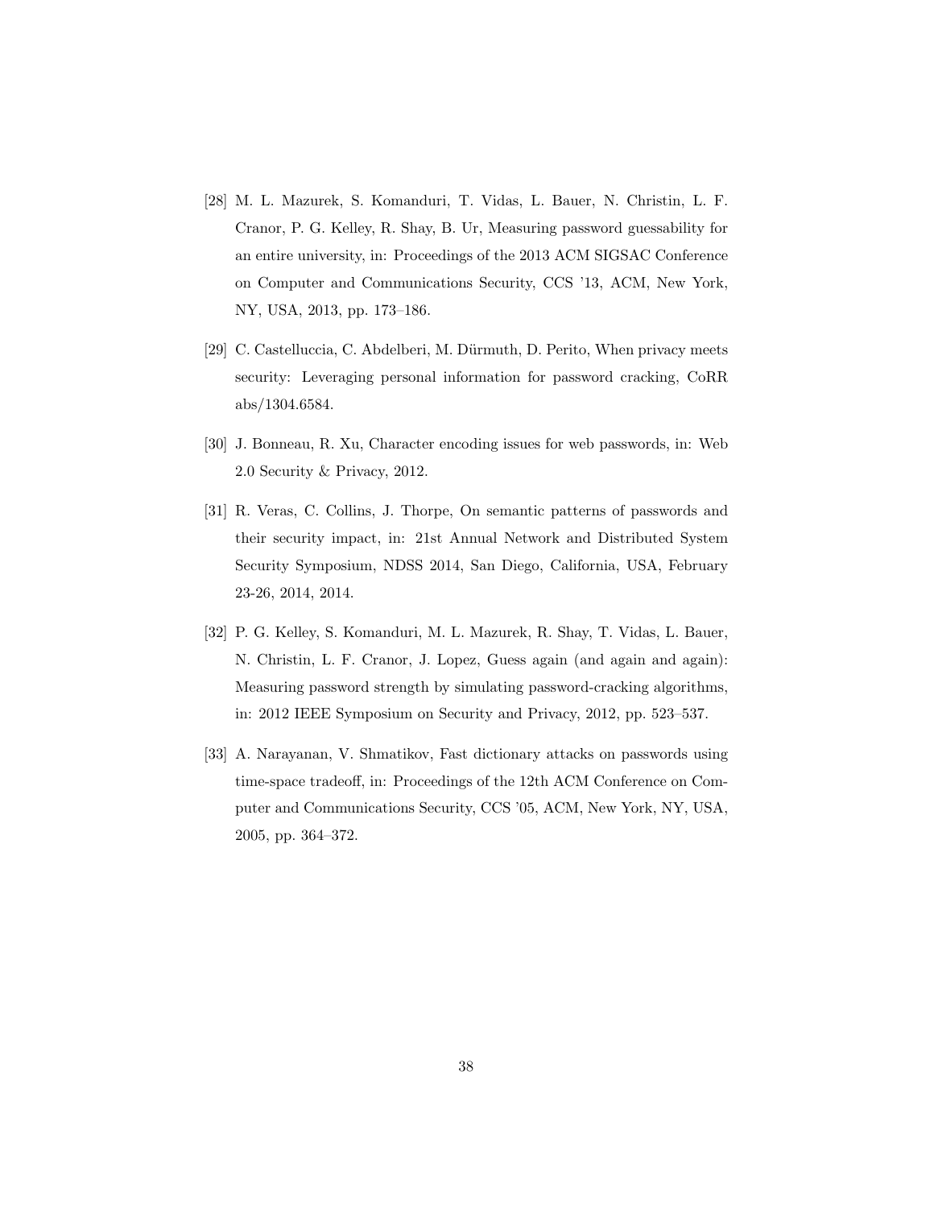[28] M. L. Mazurek, S. Komanduri, T. Vidas, L. Bauer, N. Christin, L. F. Cranor, P. G. Kelley, R. Shay, B. Ur, Measuring password guessability for an entire university, in: Proceedings of the 2013 ACM SIGSAC Conference on Computer and Communications Security, CCS '13, ACM, New York, NY, USA, 2013, pp. 173–186.

[29] C. Castelluccia, C. Abdelberi, M. Dürmuth, D. Perito, When privacy meets security: Leveraging personal information for password cracking, CoRR abs/1304.6584.

[30] J. Bonneau, R. Xu, Character encoding issues for web passwords, in: Web 2.0 Security & Privacy, 2012.

[31] R. Veras, C. Collins, J. Thorpe, On semantic patterns of passwords and their security impact, in: 21st Annual Network and Distributed System Security Symposium, NDSS 2014, San Diego, California, USA, February 23-26, 2014, 2014.

[32] P. G. Kelley, S. Komanduri, M. L. Mazurek, R. Shay, T. Vidas, L. Bauer, N. Christin, L. F. Cranor, J. Lopez, Guess again (and again and again): Measuring password strength by simulating password-cracking algorithms, in: 2012 IEEE Symposium on Security and Privacy, 2012, pp. 523–537.

[33] A. Narayanan, V. Shmatikov, Fast dictionary attacks on passwords using time-space tradeoff, in: Proceedings of the 12th ACM Conference on Computer and Communications Security, CCS '05, ACM, New York, NY, USA, 2005, pp. 364–372.